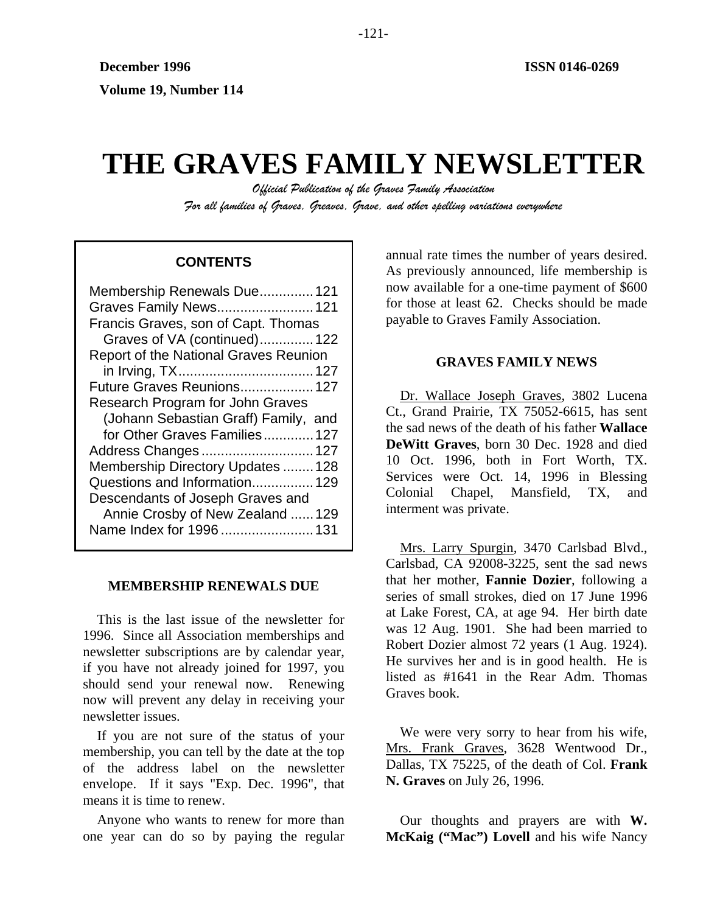December 1996 ISSN 0146-0269

Volume 19, Number 114

# THE GRAVES FAMILY NEWSLETTER

*Official Publication of the Graves Family Association*

*For all families of Graves, Greaves, Grave, and other spelling variations everywhere*

**CONTENTS**

Membership Renewals Due..............121
Graves Family News.........................121
Francis Graves, son of Capt. Thomas Graves of VA (continued)..............122
Report of the National Graves Reunion in Irving, TX...................................127
Future Graves Reunions...................127
Research Program for John Graves (Johann Sebastian Graff) Family, and for Other Graves Families.............127
Address Changes.............................127
Membership Directory Updates........128
Questions and Information................129
Descendants of Joseph Graves and Annie Crosby of New Zealand......129
Name Index for 1996........................131

## MEMBERSHIP RENEWALS DUE

This is the last issue of the newsletter for 1996. Since all Association memberships and newsletter subscriptions are by calendar year, if you have not already joined for 1997, you should send your renewal now. Renewing now will prevent any delay in receiving your newsletter issues.

If you are not sure of the status of your membership, you can tell by the date at the top of the address label on the newsletter envelope. If it says "Exp. Dec. 1996", that means it is time to renew.

Anyone who wants to renew for more than one year can do so by paying the regular annual rate times the number of years desired. As previously announced, life membership is now available for a one-time payment of $600 for those at least 62. Checks should be made payable to Graves Family Association.

## GRAVES FAMILY NEWS

Dr. Wallace Joseph Graves, 3802 Lucena Ct., Grand Prairie, TX 75052-6615, has sent the sad news of the death of his father **Wallace DeWitt Graves**, born 30 Dec. 1928 and died 10 Oct. 1996, both in Fort Worth, TX. Services were Oct. 14, 1996 in Blessing Colonial Chapel, Mansfield, TX, and interment was private.

Mrs. Larry Spurgin, 3470 Carlsbad Blvd., Carlsbad, CA 92008-3225, sent the sad news that her mother, **Fannie Dozier**, following a series of small strokes, died on 17 June 1996 at Lake Forest, CA, at age 94. Her birth date was 12 Aug. 1901. She had been married to Robert Dozier almost 72 years (1 Aug. 1924). He survives her and is in good health. He is listed as #1641 in the Rear Adm. Thomas Graves book.

We were very sorry to hear from his wife, Mrs. Frank Graves, 3628 Wentwood Dr., Dallas, TX 75225, of the death of Col. **Frank N. Graves** on July 26, 1996.

Our thoughts and prayers are with **W. McKaig ("Mac") Lovell** and his wife Nancy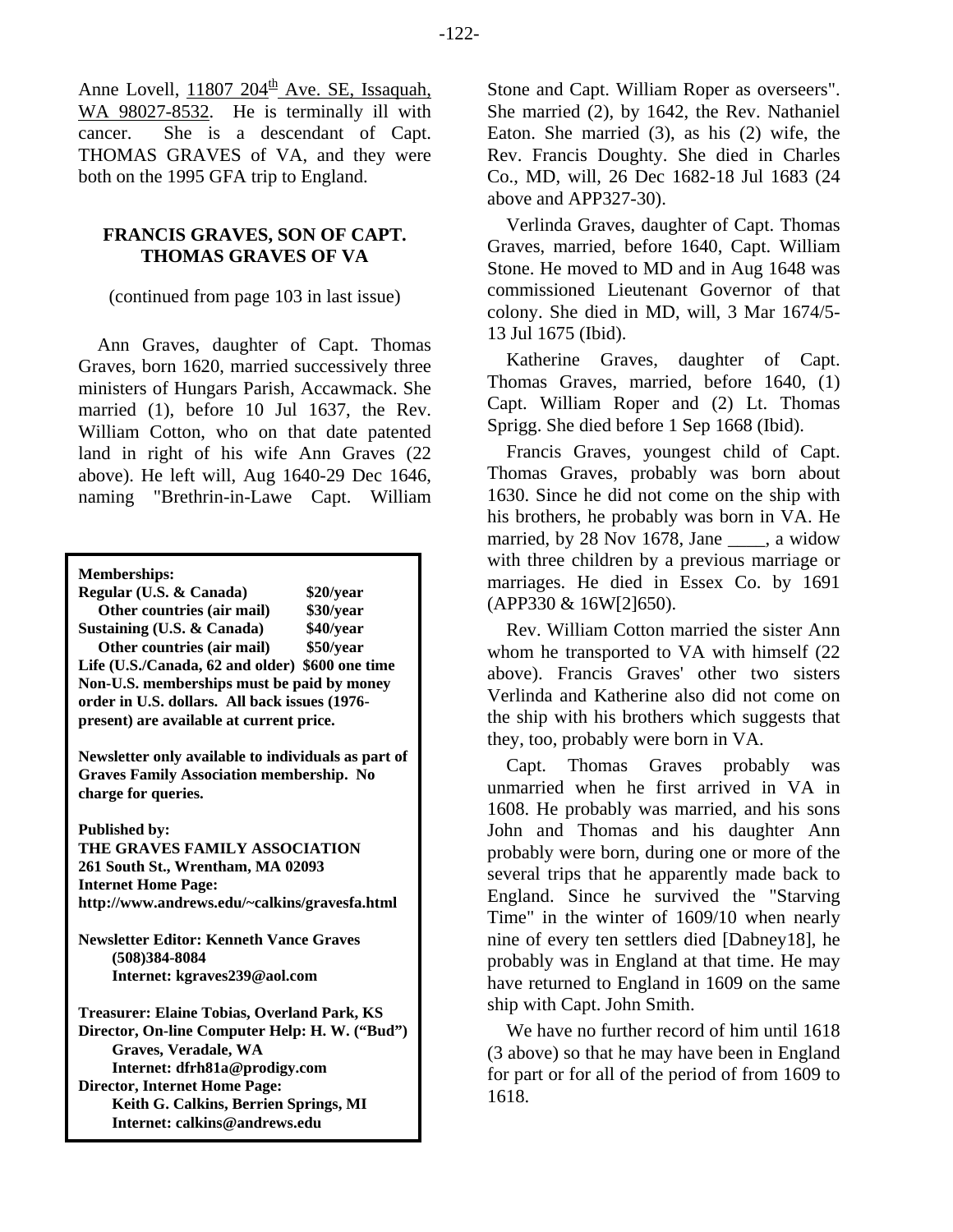Anne Lovell, 11807 204th Ave. SE, Issaquah, WA 98027-8532. He is terminally ill with cancer. She is a descendant of Capt. THOMAS GRAVES of VA, and they were both on the 1995 GFA trip to England.

## FRANCIS GRAVES, SON OF CAPT. THOMAS GRAVES OF VA

(continued from page 103 in last issue)

Ann Graves, daughter of Capt. Thomas Graves, born 1620, married successively three ministers of Hungars Parish, Accawmack. She married (1), before 10 Jul 1637, the Rev. William Cotton, who on that date patented land in right of his wife Ann Graves (22 above). He left will, Aug 1640-29 Dec 1646, naming "Brethrin-in-Lawe Capt. William Stone and Capt. William Roper as overseers". She married (2), by 1642, the Rev. Nathaniel Eaton. She married (3), as his (2) wife, the Rev. Francis Doughty. She died in Charles Co., MD, will, 26 Dec 1682-18 Jul 1683 (24 above and APP327-30).

Verlinda Graves, daughter of Capt. Thomas Graves, married, before 1640, Capt. William Stone. He moved to MD and in Aug 1648 was commissioned Lieutenant Governor of that colony. She died in MD, will, 3 Mar 1674/5-13 Jul 1675 (Ibid).

Katherine Graves, daughter of Capt. Thomas Graves, married, before 1640, (1) Capt. William Roper and (2) Lt. Thomas Sprigg. She died before 1 Sep 1668 (Ibid).

Francis Graves, youngest child of Capt. Thomas Graves, probably was born about 1630. Since he did not come on the ship with his brothers, he probably was born in VA. He married, by 28 Nov 1678, Jane ____, a widow with three children by a previous marriage or marriages. He died in Essex Co. by 1691 (APP330 & 16W[2]650).

Rev. William Cotton married the sister Ann whom he transported to VA with himself (22 above). Francis Graves' other two sisters Verlinda and Katherine also did not come on the ship with his brothers which suggests that they, too, probably were born in VA.

Capt. Thomas Graves probably was unmarried when he first arrived in VA in 1608. He probably was married, and his sons John and Thomas and his daughter Ann probably were born, during one or more of the several trips that he apparently made back to England. Since he survived the "Starving Time" in the winter of 1609/10 when nearly nine of every ten settlers died [Dabney18], he probably was in England at that time. He may have returned to England in 1609 on the same ship with Capt. John Smith.

We have no further record of him until 1618 (3 above) so that he may have been in England for part or for all of the period of from 1609 to 1618.

---

**Memberships:**

| | |
|---|---|
| **Regular (U.S. & Canada)** | **$20/year** |
| **Other countries (air mail)** | **$30/year** |
| **Sustaining (U.S. & Canada)** | **$40/year** |
| **Other countries (air mail)** | **$50/year** |
| **Life (U.S./Canada, 62 and older)** | **$600 one time** |

**Non-U.S. memberships must be paid by money order in U.S. dollars. All back issues (1976-present) are available at current price.**

**Newsletter only available to individuals as part of Graves Family Association membership. No charge for queries.**

**Published by:**
**THE GRAVES FAMILY ASSOCIATION**
**261 South St., Wrentham, MA 02093**
**Internet Home Page:**
**http://www.andrews.edu/~calkins/gravesfa.html**

**Newsletter Editor: Kenneth Vance Graves**
**(508)384-8084**
**Internet: kgraves239@aol.com**

**Treasurer: Elaine Tobias, Overland Park, KS**
**Director, On-line Computer Help: H. W. ("Bud") Graves, Veradale, WA**
**Internet: dfrh81a@prodigy.com**
**Director, Internet Home Page:**
**Keith G. Calkins, Berrien Springs, MI**
**Internet: calkins@andrews.edu**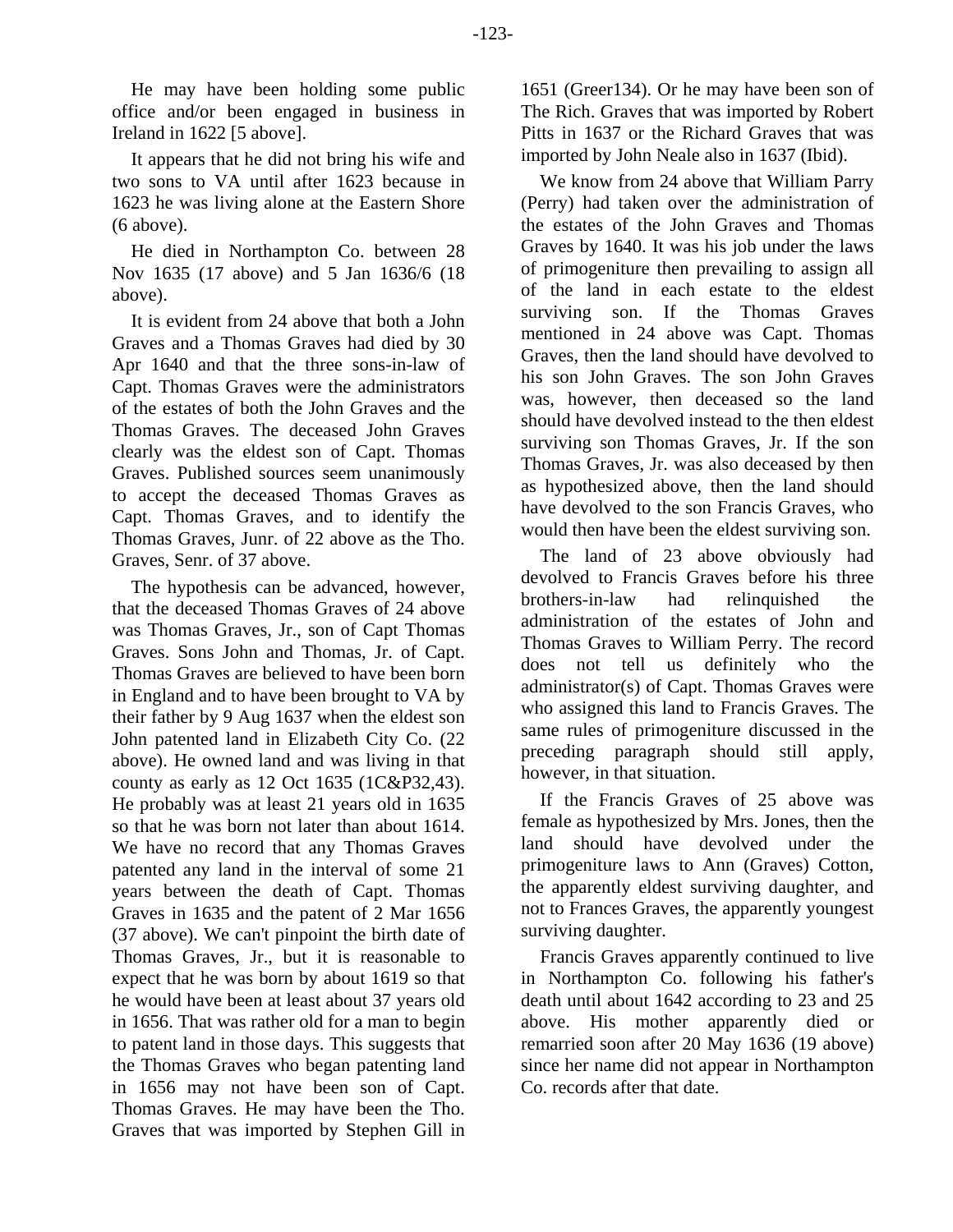He may have been holding some public office and/or been engaged in business in Ireland in 1622 [5 above].

It appears that he did not bring his wife and two sons to VA until after 1623 because in 1623 he was living alone at the Eastern Shore (6 above).

He died in Northampton Co. between 28 Nov 1635 (17 above) and 5 Jan 1636/6 (18 above).

It is evident from 24 above that both a John Graves and a Thomas Graves had died by 30 Apr 1640 and that the three sons-in-law of Capt. Thomas Graves were the administrators of the estates of both the John Graves and the Thomas Graves. The deceased John Graves clearly was the eldest son of Capt. Thomas Graves. Published sources seem unanimously to accept the deceased Thomas Graves as Capt. Thomas Graves, and to identify the Thomas Graves, Junr. of 22 above as the Tho. Graves, Senr. of 37 above.

The hypothesis can be advanced, however, that the deceased Thomas Graves of 24 above was Thomas Graves, Jr., son of Capt Thomas Graves. Sons John and Thomas, Jr. of Capt. Thomas Graves are believed to have been born in England and to have been brought to VA by their father by 9 Aug 1637 when the eldest son John patented land in Elizabeth City Co. (22 above). He owned land and was living in that county as early as 12 Oct 1635 (1C&P32,43). He probably was at least 21 years old in 1635 so that he was born not later than about 1614. We have no record that any Thomas Graves patented any land in the interval of some 21 years between the death of Capt. Thomas Graves in 1635 and the patent of 2 Mar 1656 (37 above). We can't pinpoint the birth date of Thomas Graves, Jr., but it is reasonable to expect that he was born by about 1619 so that he would have been at least about 37 years old in 1656. That was rather old for a man to begin to patent land in those days. This suggests that the Thomas Graves who began patenting land in 1656 may not have been son of Capt. Thomas Graves. He may have been the Tho. Graves that was imported by Stephen Gill in 1651 (Greer134). Or he may have been son of The Rich. Graves that was imported by Robert Pitts in 1637 or the Richard Graves that was imported by John Neale also in 1637 (Ibid).

We know from 24 above that William Parry (Perry) had taken over the administration of the estates of the John Graves and Thomas Graves by 1640. It was his job under the laws of primogeniture then prevailing to assign all of the land in each estate to the eldest surviving son. If the Thomas Graves mentioned in 24 above was Capt. Thomas Graves, then the land should have devolved to his son John Graves. The son John Graves was, however, then deceased so the land should have devolved instead to the then eldest surviving son Thomas Graves, Jr. If the son Thomas Graves, Jr. was also deceased by then as hypothesized above, then the land should have devolved to the son Francis Graves, who would then have been the eldest surviving son.

The land of 23 above obviously had devolved to Francis Graves before his three brothers-in-law had relinquished the administration of the estates of John and Thomas Graves to William Perry. The record does not tell us definitely who the administrator(s) of Capt. Thomas Graves were who assigned this land to Francis Graves. The same rules of primogeniture discussed in the preceding paragraph should still apply, however, in that situation.

If the Francis Graves of 25 above was female as hypothesized by Mrs. Jones, then the land should have devolved under the primogeniture laws to Ann (Graves) Cotton, the apparently eldest surviving daughter, and not to Frances Graves, the apparently youngest surviving daughter.

Francis Graves apparently continued to live in Northampton Co. following his father's death until about 1642 according to 23 and 25 above. His mother apparently died or remarried soon after 20 May 1636 (19 above) since her name did not appear in Northampton Co. records after that date.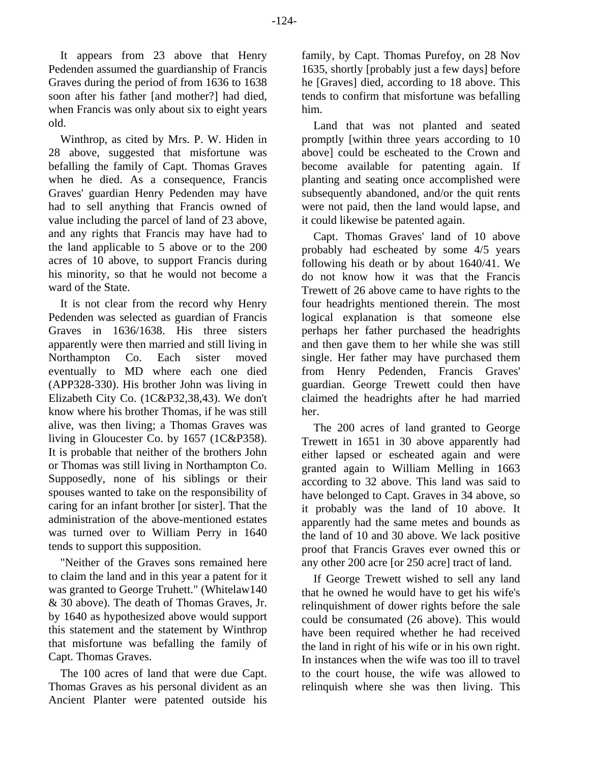It appears from 23 above that Henry Pedenden assumed the guardianship of Francis Graves during the period of from 1636 to 1638 soon after his father [and mother?] had died, when Francis was only about six to eight years old.

Winthrop, as cited by Mrs. P. W. Hiden in 28 above, suggested that misfortune was befalling the family of Capt. Thomas Graves when he died. As a consequence, Francis Graves' guardian Henry Pedenden may have had to sell anything that Francis owned of value including the parcel of land of 23 above, and any rights that Francis may have had to the land applicable to 5 above or to the 200 acres of 10 above, to support Francis during his minority, so that he would not become a ward of the State.

It is not clear from the record why Henry Pedenden was selected as guardian of Francis Graves in 1636/1638. His three sisters apparently were then married and still living in Northampton Co. Each sister moved eventually to MD where each one died (APP328-330). His brother John was living in Elizabeth City Co. (1C&P32,38,43). We don't know where his brother Thomas, if he was still alive, was then living; a Thomas Graves was living in Gloucester Co. by 1657 (1C&P358). It is probable that neither of the brothers John or Thomas was still living in Northampton Co. Supposedly, none of his siblings or their spouses wanted to take on the responsibility of caring for an infant brother [or sister]. That the administration of the above-mentioned estates was turned over to William Perry in 1640 tends to support this supposition.

"Neither of the Graves sons remained here to claim the land and in this year a patent for it was granted to George Truhett." (Whitelaw140 & 30 above). The death of Thomas Graves, Jr. by 1640 as hypothesized above would support this statement and the statement by Winthrop that misfortune was befalling the family of Capt. Thomas Graves.

The 100 acres of land that were due Capt. Thomas Graves as his personal divident as an Ancient Planter were patented outside his family, by Capt. Thomas Purefoy, on 28 Nov 1635, shortly [probably just a few days] before he [Graves] died, according to 18 above. This tends to confirm that misfortune was befalling him.

Land that was not planted and seated promptly [within three years according to 10 above] could be escheated to the Crown and become available for patenting again. If planting and seating once accomplished were subsequently abandoned, and/or the quit rents were not paid, then the land would lapse, and it could likewise be patented again.

Capt. Thomas Graves' land of 10 above probably had escheated by some 4/5 years following his death or by about 1640/41. We do not know how it was that the Francis Trewett of 26 above came to have rights to the four headrights mentioned therein. The most logical explanation is that someone else perhaps her father purchased the headrights and then gave them to her while she was still single. Her father may have purchased them from Henry Pedenden, Francis Graves' guardian. George Trewett could then have claimed the headrights after he had married her.

The 200 acres of land granted to George Trewett in 1651 in 30 above apparently had either lapsed or escheated again and were granted again to William Melling in 1663 according to 32 above. This land was said to have belonged to Capt. Graves in 34 above, so it probably was the land of 10 above. It apparently had the same metes and bounds as the land of 10 and 30 above. We lack positive proof that Francis Graves ever owned this or any other 200 acre [or 250 acre] tract of land.

If George Trewett wished to sell any land that he owned he would have to get his wife's relinquishment of dower rights before the sale could be consumated (26 above). This would have been required whether he had received the land in right of his wife or in his own right. In instances when the wife was too ill to travel to the court house, the wife was allowed to relinquish where she was then living. This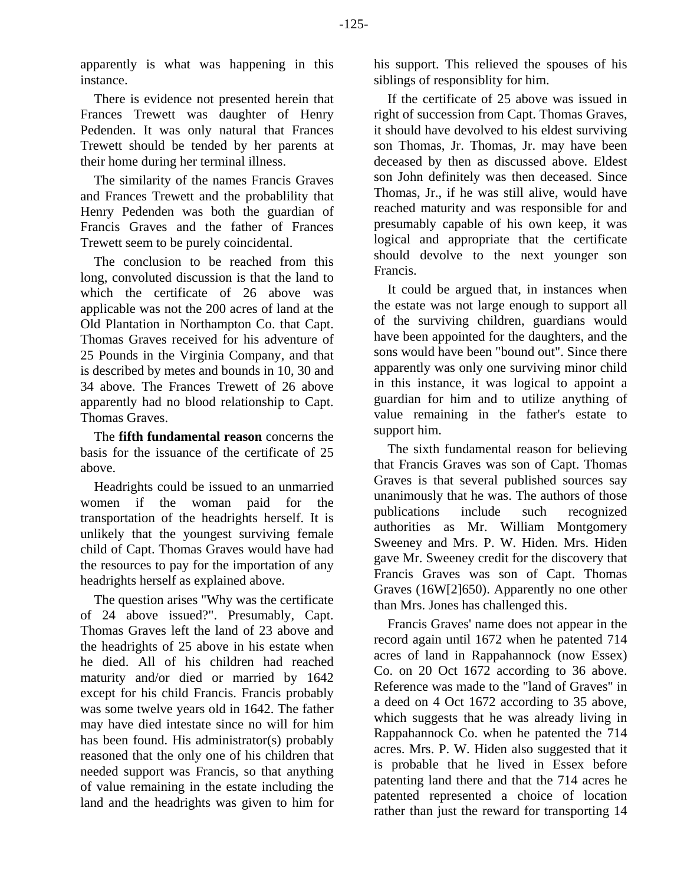apparently is what was happening in this instance.

There is evidence not presented herein that Frances Trewett was daughter of Henry Pedenden. It was only natural that Frances Trewett should be tended by her parents at their home during her terminal illness.

The similarity of the names Francis Graves and Frances Trewett and the probablility that Henry Pedenden was both the guardian of Francis Graves and the father of Frances Trewett seem to be purely coincidental.

The conclusion to be reached from this long, convoluted discussion is that the land to which the certificate of 26 above was applicable was not the 200 acres of land at the Old Plantation in Northampton Co. that Capt. Thomas Graves received for his adventure of 25 Pounds in the Virginia Company, and that is described by metes and bounds in 10, 30 and 34 above. The Frances Trewett of 26 above apparently had no blood relationship to Capt. Thomas Graves.

The **fifth fundamental reason** concerns the basis for the issuance of the certificate of 25 above.

Headrights could be issued to an unmarried women if the woman paid for the transportation of the headrights herself. It is unlikely that the youngest surviving female child of Capt. Thomas Graves would have had the resources to pay for the importation of any headrights herself as explained above.

The question arises "Why was the certificate of 24 above issued?". Presumably, Capt. Thomas Graves left the land of 23 above and the headrights of 25 above in his estate when he died. All of his children had reached maturity and/or died or married by 1642 except for his child Francis. Francis probably was some twelve years old in 1642. The father may have died intestate since no will for him has been found. His administrator(s) probably reasoned that the only one of his children that needed support was Francis, so that anything of value remaining in the estate including the land and the headrights was given to him for his support. This relieved the spouses of his siblings of responsiblity for him.

If the certificate of 25 above was issued in right of succession from Capt. Thomas Graves, it should have devolved to his eldest surviving son Thomas, Jr. Thomas, Jr. may have been deceased by then as discussed above. Eldest son John definitely was then deceased. Since Thomas, Jr., if he was still alive, would have reached maturity and was responsible for and presumably capable of his own keep, it was logical and appropriate that the certificate should devolve to the next younger son Francis.

It could be argued that, in instances when the estate was not large enough to support all of the surviving children, guardians would have been appointed for the daughters, and the sons would have been "bound out". Since there apparently was only one surviving minor child in this instance, it was logical to appoint a guardian for him and to utilize anything of value remaining in the father's estate to support him.

The sixth fundamental reason for believing that Francis Graves was son of Capt. Thomas Graves is that several published sources say unanimously that he was. The authors of those publications include such recognized authorities as Mr. William Montgomery Sweeney and Mrs. P. W. Hiden. Mrs. Hiden gave Mr. Sweeney credit for the discovery that Francis Graves was son of Capt. Thomas Graves (16W[2]650). Apparently no one other than Mrs. Jones has challenged this.

Francis Graves' name does not appear in the record again until 1672 when he patented 714 acres of land in Rappahannock (now Essex) Co. on 20 Oct 1672 according to 36 above. Reference was made to the "land of Graves" in a deed on 4 Oct 1672 according to 35 above, which suggests that he was already living in Rappahannock Co. when he patented the 714 acres. Mrs. P. W. Hiden also suggested that it is probable that he lived in Essex before patenting land there and that the 714 acres he patented represented a choice of location rather than just the reward for transporting 14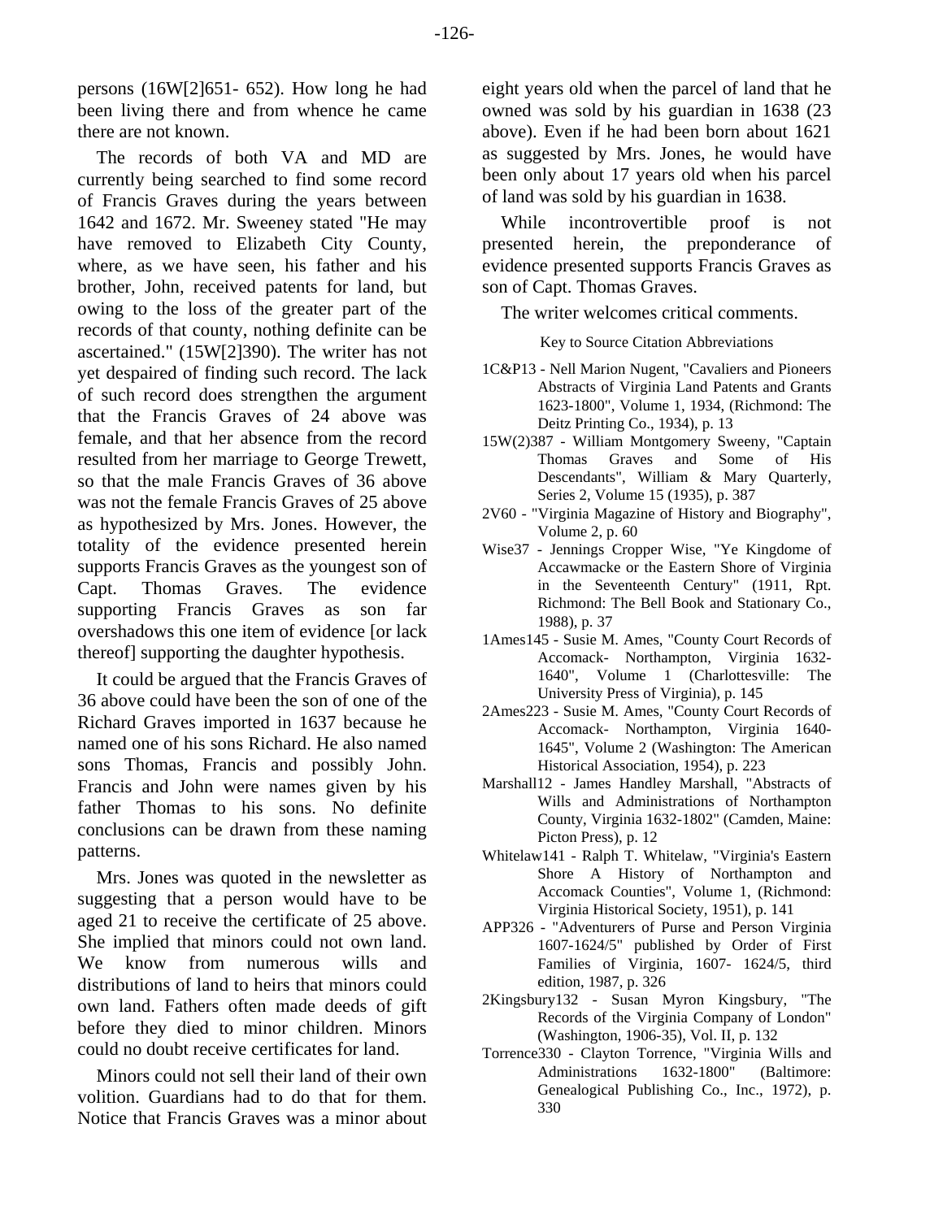persons (16W[2]651- 652). How long he had been living there and from whence he came there are not known.

The records of both VA and MD are currently being searched to find some record of Francis Graves during the years between 1642 and 1672. Mr. Sweeney stated "He may have removed to Elizabeth City County, where, as we have seen, his father and his brother, John, received patents for land, but owing to the loss of the greater part of the records of that county, nothing definite can be ascertained." (15W[2]390). The writer has not yet despaired of finding such record. The lack of such record does strengthen the argument that the Francis Graves of 24 above was female, and that her absence from the record resulted from her marriage to George Trewett, so that the male Francis Graves of 36 above was not the female Francis Graves of 25 above as hypothesized by Mrs. Jones. However, the totality of the evidence presented herein supports Francis Graves as the youngest son of Capt. Thomas Graves. The evidence supporting Francis Graves as son far overshadows this one item of evidence [or lack thereof] supporting the daughter hypothesis.

It could be argued that the Francis Graves of 36 above could have been the son of one of the Richard Graves imported in 1637 because he named one of his sons Richard. He also named sons Thomas, Francis and possibly John. Francis and John were names given by his father Thomas to his sons. No definite conclusions can be drawn from these naming patterns.

Mrs. Jones was quoted in the newsletter as suggesting that a person would have to be aged 21 to receive the certificate of 25 above. She implied that minors could not own land. We know from numerous wills and distributions of land to heirs that minors could own land. Fathers often made deeds of gift before they died to minor children. Minors could no doubt receive certificates for land.

Minors could not sell their land of their own volition. Guardians had to do that for them. Notice that Francis Graves was a minor about eight years old when the parcel of land that he owned was sold by his guardian in 1638 (23 above). Even if he had been born about 1621 as suggested by Mrs. Jones, he would have been only about 17 years old when his parcel of land was sold by his guardian in 1638.

While incontrovertible proof is not presented herein, the preponderance of evidence presented supports Francis Graves as son of Capt. Thomas Graves.

The writer welcomes critical comments.

Key to Source Citation Abbreviations

- 1C&P13 - Nell Marion Nugent, "Cavaliers and Pioneers Abstracts of Virginia Land Patents and Grants 1623-1800", Volume 1, 1934, (Richmond: The Deitz Printing Co., 1934), p. 13
- 15W(2)387 - William Montgomery Sweeny, "Captain Thomas Graves and Some of His Descendants", William & Mary Quarterly, Series 2, Volume 15 (1935), p. 387
- 2V60 - "Virginia Magazine of History and Biography", Volume 2, p. 60
- Wise37 - Jennings Cropper Wise, "Ye Kingdome of Accawmacke or the Eastern Shore of Virginia in the Seventeenth Century" (1911, Rpt. Richmond: The Bell Book and Stationary Co., 1988), p. 37
- 1Ames145 - Susie M. Ames, "County Court Records of Accomack- Northampton, Virginia 1632-1640", Volume 1 (Charlottesville: The University Press of Virginia), p. 145
- 2Ames223 - Susie M. Ames, "County Court Records of Accomack- Northampton, Virginia 1640-1645", Volume 2 (Washington: The American Historical Association, 1954), p. 223
- Marshall12 - James Handley Marshall, "Abstracts of Wills and Administrations of Northampton County, Virginia 1632-1802" (Camden, Maine: Picton Press), p. 12
- Whitelaw141 - Ralph T. Whitelaw, "Virginia's Eastern Shore A History of Northampton and Accomack Counties", Volume 1, (Richmond: Virginia Historical Society, 1951), p. 141
- APP326 - "Adventurers of Purse and Person Virginia 1607-1624/5" published by Order of First Families of Virginia, 1607- 1624/5, third edition, 1987, p. 326
- 2Kingsbury132 - Susan Myron Kingsbury, "The Records of the Virginia Company of London" (Washington, 1906-35), Vol. II, p. 132
- Torrence330 - Clayton Torrence, "Virginia Wills and Administrations 1632-1800" (Baltimore: Genealogical Publishing Co., Inc., 1972), p. 330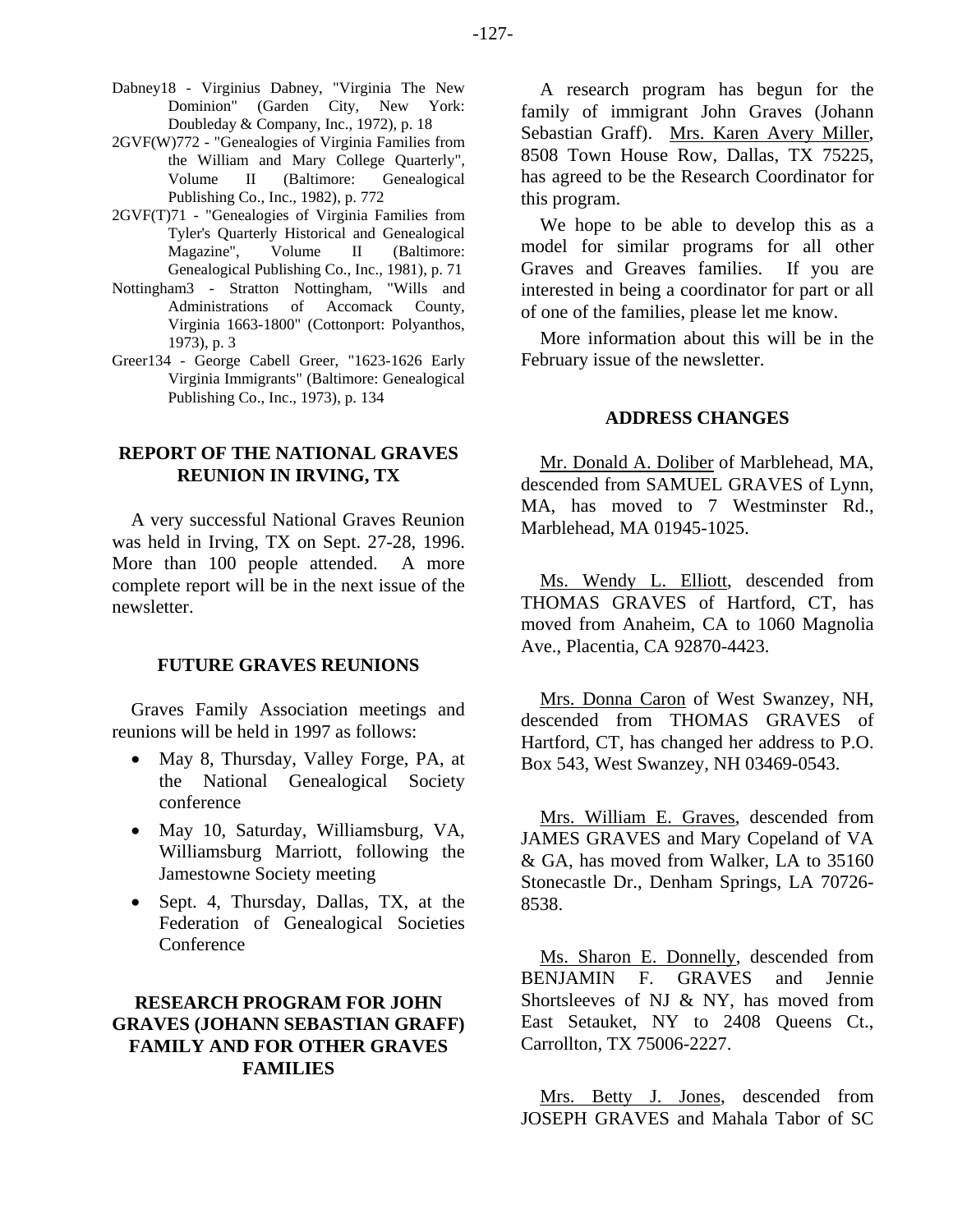Dabney18 - Virginius Dabney, "Virginia The New Dominion" (Garden City, New York: Doubleday & Company, Inc., 1972), p. 18

2GVF(W)772 - "Genealogies of Virginia Families from the William and Mary College Quarterly", Volume II (Baltimore: Genealogical Publishing Co., Inc., 1982), p. 772

2GVF(T)71 - "Genealogies of Virginia Families from Tyler's Quarterly Historical and Genealogical Magazine", Volume II (Baltimore: Genealogical Publishing Co., Inc., 1981), p. 71

Nottingham3 - Stratton Nottingham, "Wills and Administrations of Accomack County, Virginia 1663-1800" (Cottonport: Polyanthos, 1973), p. 3

Greer134 - George Cabell Greer, "1623-1626 Early Virginia Immigrants" (Baltimore: Genealogical Publishing Co., Inc., 1973), p. 134

## REPORT OF THE NATIONAL GRAVES REUNION IN IRVING, TX

A very successful National Graves Reunion was held in Irving, TX on Sept. 27-28, 1996. More than 100 people attended. A more complete report will be in the next issue of the newsletter.

## FUTURE GRAVES REUNIONS

Graves Family Association meetings and reunions will be held in 1997 as follows:

- May 8, Thursday, Valley Forge, PA, at the National Genealogical Society conference
- May 10, Saturday, Williamsburg, VA, Williamsburg Marriott, following the Jamestowne Society meeting
- Sept. 4, Thursday, Dallas, TX, at the Federation of Genealogical Societies Conference

## RESEARCH PROGRAM FOR JOHN GRAVES (JOHANN SEBASTIAN GRAFF) FAMILY AND FOR OTHER GRAVES FAMILIES

A research program has begun for the family of immigrant John Graves (Johann Sebastian Graff). Mrs. Karen Avery Miller, 8508 Town House Row, Dallas, TX 75225, has agreed to be the Research Coordinator for this program.

We hope to be able to develop this as a model for similar programs for all other Graves and Greaves families. If you are interested in being a coordinator for part or all of one of the families, please let me know.

More information about this will be in the February issue of the newsletter.

## ADDRESS CHANGES

Mr. Donald A. Doliber of Marblehead, MA, descended from SAMUEL GRAVES of Lynn, MA, has moved to 7 Westminster Rd., Marblehead, MA 01945-1025.

Ms. Wendy L. Elliott, descended from THOMAS GRAVES of Hartford, CT, has moved from Anaheim, CA to 1060 Magnolia Ave., Placentia, CA 92870-4423.

Mrs. Donna Caron of West Swanzey, NH, descended from THOMAS GRAVES of Hartford, CT, has changed her address to P.O. Box 543, West Swanzey, NH 03469-0543.

Mrs. William E. Graves, descended from JAMES GRAVES and Mary Copeland of VA & GA, has moved from Walker, LA to 35160 Stonecastle Dr., Denham Springs, LA 70726-8538.

Ms. Sharon E. Donnelly, descended from BENJAMIN F. GRAVES and Jennie Shortsleeves of NJ & NY, has moved from East Setauket, NY to 2408 Queens Ct., Carrollton, TX 75006-2227.

Mrs. Betty J. Jones, descended from JOSEPH GRAVES and Mahala Tabor of SC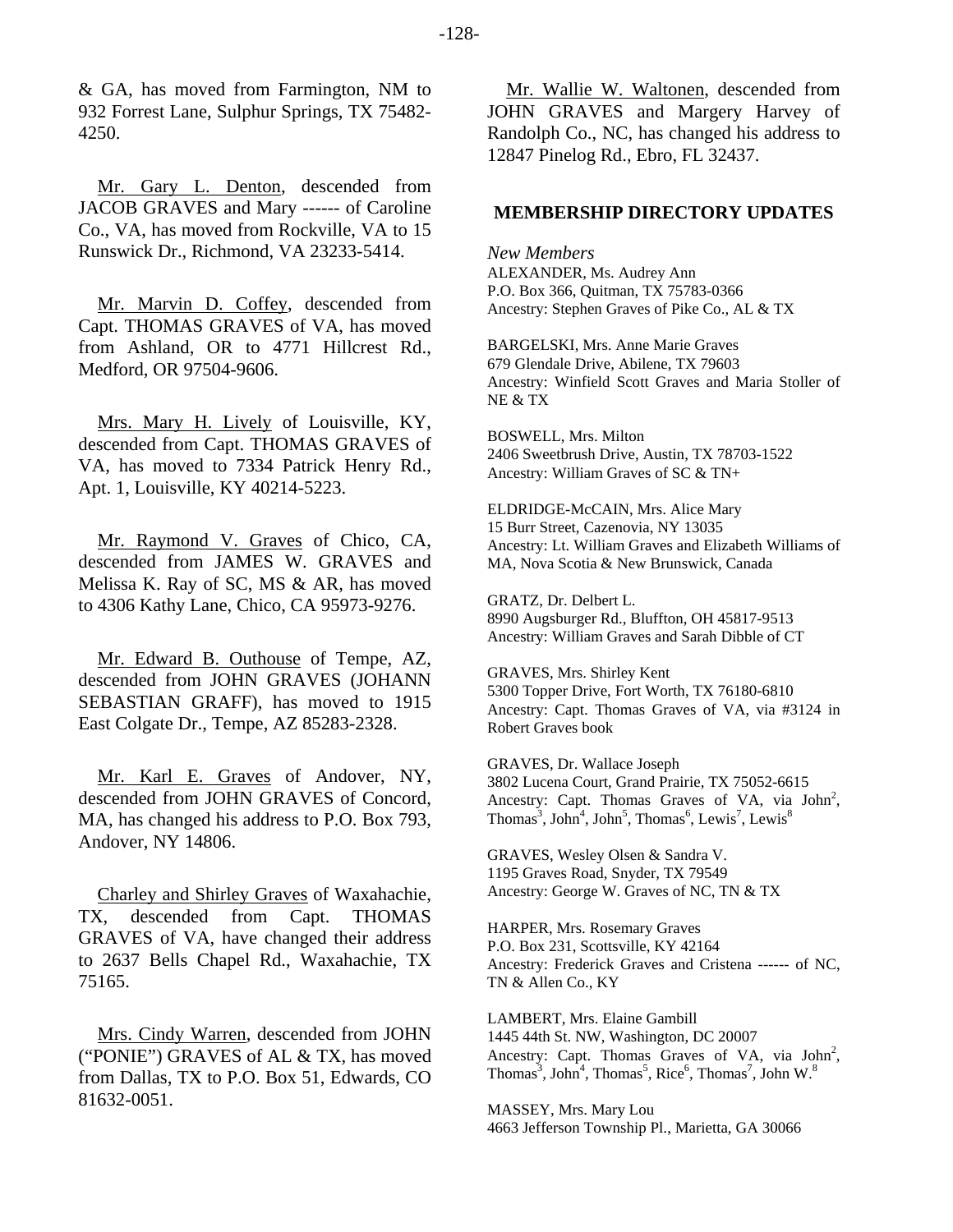& GA, has moved from Farmington, NM to 932 Forrest Lane, Sulphur Springs, TX 75482-4250.

Mr. Gary L. Denton, descended from JACOB GRAVES and Mary ------ of Caroline Co., VA, has moved from Rockville, VA to 15 Runswick Dr., Richmond, VA 23233-5414.

Mr. Marvin D. Coffey, descended from Capt. THOMAS GRAVES of VA, has moved from Ashland, OR to 4771 Hillcrest Rd., Medford, OR 97504-9606.

Mrs. Mary H. Lively of Louisville, KY, descended from Capt. THOMAS GRAVES of VA, has moved to 7334 Patrick Henry Rd., Apt. 1, Louisville, KY 40214-5223.

Mr. Raymond V. Graves of Chico, CA, descended from JAMES W. GRAVES and Melissa K. Ray of SC, MS & AR, has moved to 4306 Kathy Lane, Chico, CA 95973-9276.

Mr. Edward B. Outhouse of Tempe, AZ, descended from JOHN GRAVES (JOHANN SEBASTIAN GRAFF), has moved to 1915 East Colgate Dr., Tempe, AZ 85283-2328.

Mr. Karl E. Graves of Andover, NY, descended from JOHN GRAVES of Concord, MA, has changed his address to P.O. Box 793, Andover, NY 14806.

Charley and Shirley Graves of Waxahachie, TX, descended from Capt. THOMAS GRAVES of VA, have changed their address to 2637 Bells Chapel Rd., Waxahachie, TX 75165.

Mrs. Cindy Warren, descended from JOHN ("PONIE") GRAVES of AL & TX, has moved from Dallas, TX to P.O. Box 51, Edwards, CO 81632-0051.

Mr. Wallie W. Waltonen, descended from JOHN GRAVES and Margery Harvey of Randolph Co., NC, has changed his address to 12847 Pinelog Rd., Ebro, FL 32437.

## MEMBERSHIP DIRECTORY UPDATES

*New Members*

ALEXANDER, Ms. Audrey Ann
P.O. Box 366, Quitman, TX 75783-0366
Ancestry: Stephen Graves of Pike Co., AL & TX

BARGELSKI, Mrs. Anne Marie Graves
679 Glendale Drive, Abilene, TX 79603
Ancestry: Winfield Scott Graves and Maria Stoller of NE & TX

BOSWELL, Mrs. Milton
2406 Sweetbrush Drive, Austin, TX 78703-1522
Ancestry: William Graves of SC & TN+

ELDRIDGE-McCAIN, Mrs. Alice Mary
15 Burr Street, Cazenovia, NY 13035
Ancestry: Lt. William Graves and Elizabeth Williams of MA, Nova Scotia & New Brunswick, Canada

GRATZ, Dr. Delbert L.
8990 Augsburger Rd., Bluffton, OH 45817-9513
Ancestry: William Graves and Sarah Dibble of CT

GRAVES, Mrs. Shirley Kent
5300 Topper Drive, Fort Worth, TX 76180-6810
Ancestry: Capt. Thomas Graves of VA, via #3124 in Robert Graves book

GRAVES, Dr. Wallace Joseph
3802 Lucena Court, Grand Prairie, TX 75052-6615
Ancestry: Capt. Thomas Graves of VA, via John$^2$, Thomas$^3$, John$^4$, John$^5$, Thomas$^6$, Lewis$^7$, Lewis$^8$

GRAVES, Wesley Olsen & Sandra V.
1195 Graves Road, Snyder, TX 79549
Ancestry: George W. Graves of NC, TN & TX

HARPER, Mrs. Rosemary Graves
P.O. Box 231, Scottsville, KY 42164
Ancestry: Frederick Graves and Cristena ------ of NC, TN & Allen Co., KY

LAMBERT, Mrs. Elaine Gambill
1445 44th St. NW, Washington, DC 20007
Ancestry: Capt. Thomas Graves of VA, via John$^2$, Thomas$^3$, John$^4$, Thomas$^5$, Rice$^6$, Thomas$^7$, John W.$^8$

MASSEY, Mrs. Mary Lou
4663 Jefferson Township Pl., Marietta, GA 30066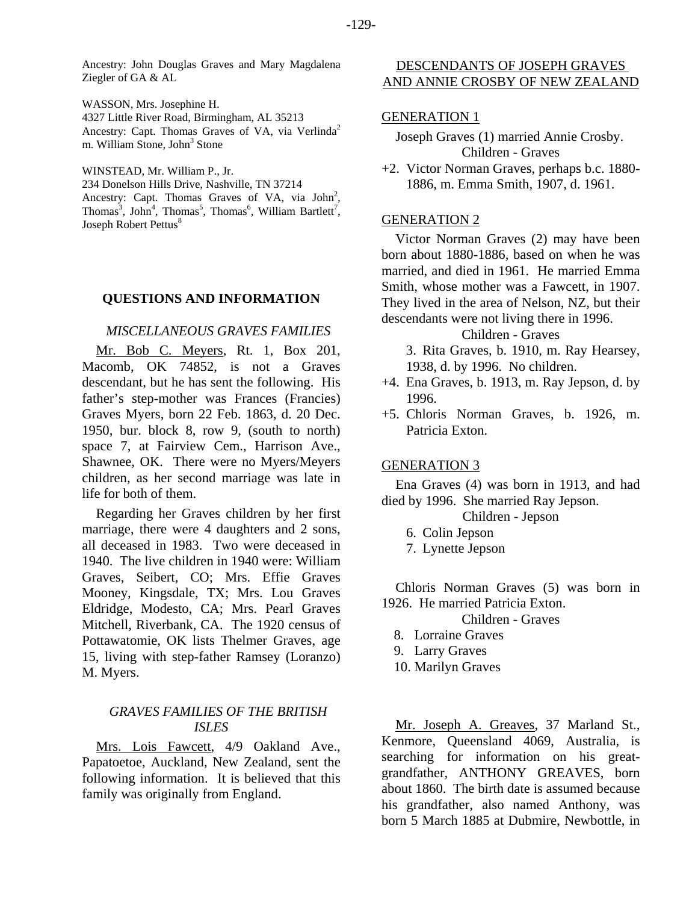Ancestry: John Douglas Graves and Mary Magdalena Ziegler of GA & AL

WASSON, Mrs. Josephine H.
4327 Little River Road, Birmingham, AL 35213
Ancestry: Capt. Thomas Graves of VA, via Verlinda[2] m. William Stone, John[3] Stone

WINSTEAD, Mr. William P., Jr.
234 Donelson Hills Drive, Nashville, TN 37214
Ancestry: Capt. Thomas Graves of VA, via John[2], Thomas[3], John[4], Thomas[5], Thomas[6], William Bartlett[7], Joseph Robert Pettus[8]

## QUESTIONS AND INFORMATION

### *MISCELLANEOUS GRAVES FAMILIES*

Mr. Bob C. Meyers, Rt. 1, Box 201, Macomb, OK 74852, is not a Graves descendant, but he has sent the following. His father's step-mother was Frances (Francies) Graves Myers, born 22 Feb. 1863, d. 20 Dec. 1950, bur. block 8, row 9, (south to north) space 7, at Fairview Cem., Harrison Ave., Shawnee, OK. There were no Myers/Meyers children, as her second marriage was late in life for both of them.

Regarding her Graves children by her first marriage, there were 4 daughters and 2 sons, all deceased in 1983. Two were deceased in 1940. The live children in 1940 were: William Graves, Seibert, CO; Mrs. Effie Graves Mooney, Kingsdale, TX; Mrs. Lou Graves Eldridge, Modesto, CA; Mrs. Pearl Graves Mitchell, Riverbank, CA. The 1920 census of Pottawatomie, OK lists Thelmer Graves, age 15, living with step-father Ramsey (Loranzo) M. Myers.

### *GRAVES FAMILIES OF THE BRITISH ISLES*

Mrs. Lois Fawcett, 4/9 Oakland Ave., Papatoetoe, Auckland, New Zealand, sent the following information. It is believed that this family was originally from England.

### DESCENDANTS OF JOSEPH GRAVES AND ANNIE CROSBY OF NEW ZEALAND

#### GENERATION 1

Joseph Graves (1) married Annie Crosby.

Children - Graves

+2. Victor Norman Graves, perhaps b.c. 1880-1886, m. Emma Smith, 1907, d. 1961.

#### GENERATION 2

Victor Norman Graves (2) may have been born about 1880-1886, based on when he was married, and died in 1961. He married Emma Smith, whose mother was a Fawcett, in 1907. They lived in the area of Nelson, NZ, but their descendants were not living there in 1996.

Children - Graves

3. Rita Graves, b. 1910, m. Ray Hearsey, 1938, d. by 1996. No children.
+4. Ena Graves, b. 1913, m. Ray Jepson, d. by 1996.
+5. Chloris Norman Graves, b. 1926, m. Patricia Exton.

#### GENERATION 3

Ena Graves (4) was born in 1913, and had died by 1996. She married Ray Jepson.

Children - Jepson

6. Colin Jepson
7. Lynette Jepson

Chloris Norman Graves (5) was born in 1926. He married Patricia Exton.

Children - Graves

8. Lorraine Graves
9. Larry Graves
10. Marilyn Graves

Mr. Joseph A. Greaves, 37 Marland St., Kenmore, Queensland 4069, Australia, is searching for information on his great-grandfather, ANTHONY GREAVES, born about 1860. The birth date is assumed because his grandfather, also named Anthony, was born 5 March 1885 at Dubmire, Newbottle, in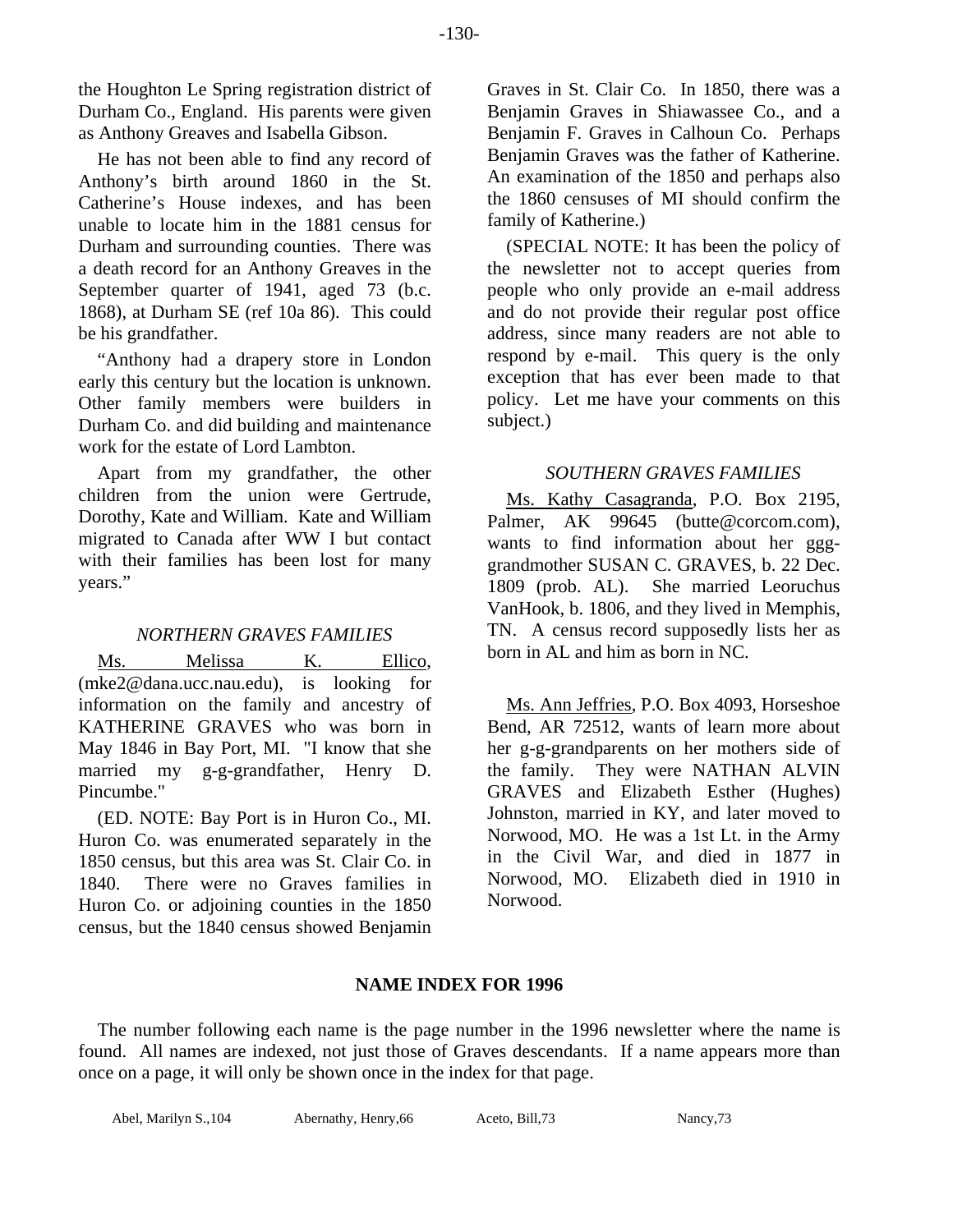the Houghton Le Spring registration district of Durham Co., England. His parents were given as Anthony Greaves and Isabella Gibson.

He has not been able to find any record of Anthony's birth around 1860 in the St. Catherine's House indexes, and has been unable to locate him in the 1881 census for Durham and surrounding counties. There was a death record for an Anthony Greaves in the September quarter of 1941, aged 73 (b.c. 1868), at Durham SE (ref 10a 86). This could be his grandfather.

"Anthony had a drapery store in London early this century but the location is unknown. Other family members were builders in Durham Co. and did building and maintenance work for the estate of Lord Lambton.

Apart from my grandfather, the other children from the union were Gertrude, Dorothy, Kate and William. Kate and William migrated to Canada after WW I but contact with their families has been lost for many years."

### *NORTHERN GRAVES FAMILIES*

Ms. Melissa K. Ellico, (mke2@dana.ucc.nau.edu), is looking for information on the family and ancestry of KATHERINE GRAVES who was born in May 1846 in Bay Port, MI. "I know that she married my g-g-grandfather, Henry D. Pincumbe."

(ED. NOTE: Bay Port is in Huron Co., MI. Huron Co. was enumerated separately in the 1850 census, but this area was St. Clair Co. in 1840. There were no Graves families in Huron Co. or adjoining counties in the 1850 census, but the 1840 census showed Benjamin Graves in St. Clair Co. In 1850, there was a Benjamin Graves in Shiawassee Co., and a Benjamin F. Graves in Calhoun Co. Perhaps Benjamin Graves was the father of Katherine. An examination of the 1850 and perhaps also the 1860 censuses of MI should confirm the family of Katherine.)

(SPECIAL NOTE: It has been the policy of the newsletter not to accept queries from people who only provide an e-mail address and do not provide their regular post office address, since many readers are not able to respond by e-mail. This query is the only exception that has ever been made to that policy. Let me have your comments on this subject.)

### *SOUTHERN GRAVES FAMILIES*

Ms. Kathy Casagranda, P.O. Box 2195, Palmer, AK 99645 (butte@corcom.com), wants to find information about her ggg-grandmother SUSAN C. GRAVES, b. 22 Dec. 1809 (prob. AL). She married Leoruchus VanHook, b. 1806, and they lived in Memphis, TN. A census record supposedly lists her as born in AL and him as born in NC.

Ms. Ann Jeffries, P.O. Box 4093, Horseshoe Bend, AR 72512, wants of learn more about her g-g-grandparents on her mothers side of the family. They were NATHAN ALVIN GRAVES and Elizabeth Esther (Hughes) Johnston, married in KY, and later moved to Norwood, MO. He was a 1st Lt. in the Army in the Civil War, and died in 1877 in Norwood, MO. Elizabeth died in 1910 in Norwood.

## NAME INDEX FOR 1996

The number following each name is the page number in the 1996 newsletter where the name is found. All names are indexed, not just those of Graves descendants. If a name appears more than once on a page, it will only be shown once in the index for that page.

Abel, Marilyn S.,104
Abernathy, Henry,66
Aceto, Bill,73
Nancy,73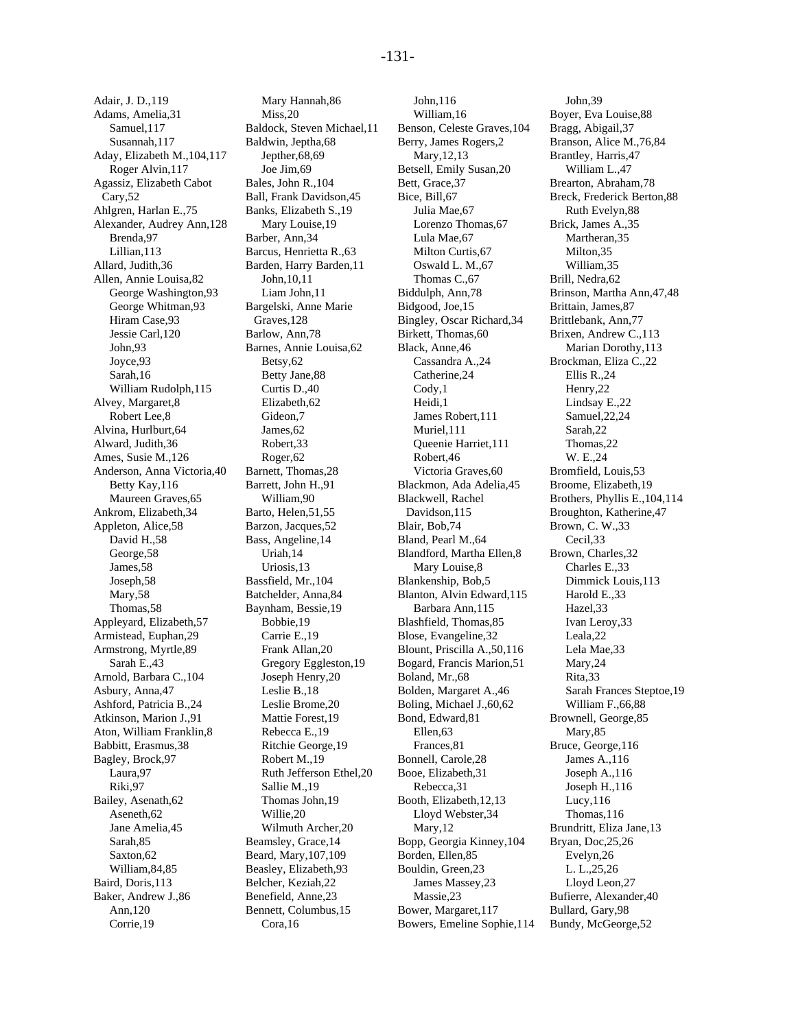Adair, J. D.,119
Adams, Amelia,31
    Samuel,117
    Susannah,117
Aday, Elizabeth M.,104,117
    Roger Alvin,117
Agassiz, Elizabeth Cabot Cary,52
Ahlgren, Harlan E.,75
Alexander, Audrey Ann,128
    Brenda,97
    Lillian,113
Allard, Judith,36
Allen, Annie Louisa,82
    George Washington,93
    George Whitman,93
    Hiram Case,93
    Jessie Carl,120
    John,93
    Joyce,93
    Sarah,16
    William Rudolph,115
Alvey, Margaret,8
    Robert Lee,8
Alvina, Hurlburt,64
Alward, Judith,36
Ames, Susie M.,126
Anderson, Anna Victoria,40
    Betty Kay,116
    Maureen Graves,65
Ankrom, Elizabeth,34
Appleton, Alice,58
    David H.,58
    George,58
    James,58
    Joseph,58
    Mary,58
    Thomas,58
Appleyard, Elizabeth,57
Armistead, Euphan,29
Armstrong, Myrtle,89
    Sarah E.,43
Arnold, Barbara C.,104
Asbury, Anna,47
Ashford, Patricia B.,24
Atkinson, Marion J.,91
Aton, William Franklin,8
Babbitt, Erasmus,38
Bagley, Brock,97
    Laura,97
    Riki,97
Bailey, Asenath,62
    Aseneth,62
    Jane Amelia,45
    Sarah,85
    Saxton,62
    William,84,85
Baird, Doris,113
Baker, Andrew J.,86
    Ann,120
    Corrie,19
    Mary Hannah,86
    Miss,20
Baldock, Steven Michael,11
Baldwin, Jeptha,68
    Jepther,68,69
    Joe Jim,69
Bales, John R.,104
Ball, Frank Davidson,45
Banks, Elizabeth S.,19
    Mary Louise,19
Barber, Ann,34
Barcus, Henrietta R.,63
Barden, Harry Barden,11
    John,10,11
    Liam John,11
Bargelski, Anne Marie Graves,128
Barlow, Ann,78
Barnes, Annie Louisa,62
    Betsy,62
    Betty Jane,88
    Curtis D.,40
    Elizabeth,62
    Gideon,7
    James,62
    Robert,33
    Roger,62
Barnett, Thomas,28
Barrett, John H.,91
    William,90
Barto, Helen,51,55
Barzon, Jacques,52
Bass, Angeline,14
    Uriah,14
    Uriosis,13
Bassfield, Mr.,104
Batchelder, Anna,84
Baynham, Bessie,19
    Bobbie,19
    Carrie E.,19
    Frank Allan,20
    Gregory Eggleston,19
    Joseph Henry,20
    Leslie B.,18
    Leslie Brome,20
    Mattie Forest,19
    Rebecca E.,19
    Ritchie George,19
    Robert M.,19
    Ruth Jefferson Ethel,20
    Sallie M.,19
    Thomas John,19
    Willie,20
    Wilmuth Archer,20
Beamsley, Grace,14
Beard, Mary,107,109
Beasley, Elizabeth,93
Belcher, Keziah,22
Benefield, Anne,23
Bennett, Columbus,15
    Cora,16
    John,116
    William,16
Benson, Celeste Graves,104
Berry, James Rogers,2
    Mary,12,13
Betsell, Emily Susan,20
Bett, Grace,37
Bice, Bill,67
    Julia Mae,67
    Lorenzo Thomas,67
    Lula Mae,67
    Milton Curtis,67
    Oswald L. M.,67
    Thomas C.,67
Biddulph, Ann,78
Bidgood, Joe,15
Bingley, Oscar Richard,34
Birkett, Thomas,60
Black, Anne,46
    Cassandra A.,24
    Catherine,24
    Cody,1
    Heidi,1
    James Robert,111
    Muriel,111
    Queenie Harriet,111
    Robert,46
    Victoria Graves,60
Blackmon, Ada Adelia,45
Blackwell, Rachel Davidson,115
Blair, Bob,74
Bland, Pearl M.,64
Blandford, Martha Ellen,8
    Mary Louise,8
Blankenship, Bob,5
Blanton, Alvin Edward,115
    Barbara Ann,115
Blashfield, Thomas,85
Blose, Evangeline,32
Blount, Priscilla A.,50,116
Bogard, Francis Marion,51
Boland, Mr.,68
Bolden, Margaret A.,46
Boling, Michael J.,60,62
Bond, Edward,81
    Ellen,63
    Frances,81
Bonnell, Carole,28
Booe, Elizabeth,31
    Rebecca,31
Booth, Elizabeth,12,13
    Lloyd Webster,34
    Mary,12
Bopp, Georgia Kinney,104
Borden, Ellen,85
Bouldin, Green,23
    James Massey,23
    Massie,23
Bower, Margaret,117
Bowers, Emeline Sophie,114
    John,39
Boyer, Eva Louise,88
Bragg, Abigail,37
Branson, Alice M.,76,84
Brantley, Harris,47
    William L.,47
Brearton, Abraham,78
Breck, Frederick Berton,88
    Ruth Evelyn,88
Brick, James A.,35
    Martheran,35
    Milton,35
    William,35
Brill, Nedra,62
Brinson, Martha Ann,47,48
Brittain, James,87
Brittlebank, Ann,77
Brixen, Andrew C.,113
    Marian Dorothy,113
Brockman, Eliza C.,22
    Ellis R.,24
    Henry,22
    Lindsay E.,22
    Samuel,22,24
    Sarah,22
    Thomas,22
    W. E.,24
Bromfield, Louis,53
Broome, Elizabeth,19
Brothers, Phyllis E.,104,114
Broughton, Katherine,47
Brown, C. W.,33
    Cecil,33
Brown, Charles,32
    Charles E.,33
    Dimmick Louis,113
    Harold E.,33
    Hazel,33
    Ivan Leroy,33
    Leala,22
    Lela Mae,33
    Mary,24
    Rita,33
    Sarah Frances Steptoe,19
    William F.,66,88
Brownell, George,85
    Mary,85
Bruce, George,116
    James A.,116
    Joseph A.,116
    Joseph H.,116
    Lucy,116
    Thomas,116
Brundritt, Eliza Jane,13
Bryan, Doc,25,26
    Evelyn,26
    L. L.,25,26
    Lloyd Leon,27
Bufierre, Alexander,40
Bullard, Gary,98
Bundy, McGeorge,52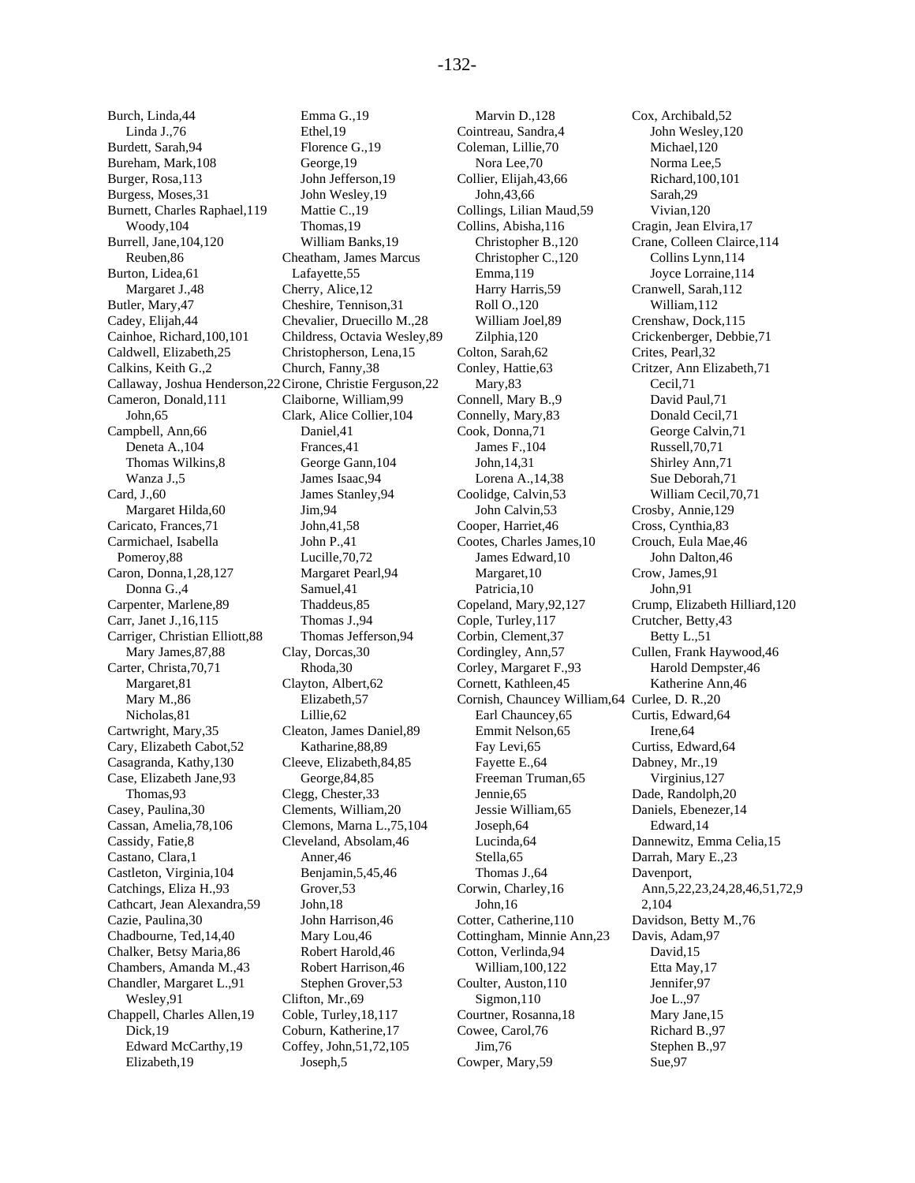Burch, Linda,44
    Linda J.,76
Burdett, Sarah,94
Bureham, Mark,108
Burger, Rosa,113
Burgess, Moses,31
Burnett, Charles Raphael,119
    Woody,104
Burrell, Jane,104,120
    Reuben,86
Burton, Lidea,61
    Margaret J.,48
Butler, Mary,47
Cadey, Elijah,44
Cainhoe, Richard,100,101
Caldwell, Elizabeth,25
Calkins, Keith G.,2
Callaway, Joshua Henderson,22
Cameron, Donald,111
    John,65
Campbell, Ann,66
    Deneta A.,104
    Thomas Wilkins,8
    Wanza J.,5
Card, J.,60
    Margaret Hilda,60
Caricato, Frances,71
Carmichael, Isabella
  Pomeroy,88
Caron, Donna,1,28,127
    Donna G.,4
Carpenter, Marlene,89
Carr, Janet J.,16,115
Carriger, Christian Elliott,88
    Mary James,87,88
Carter, Christa,70,71
    Margaret,81
    Mary M.,86
    Nicholas,81
Cartwright, Mary,35
Cary, Elizabeth Cabot,52
Casagranda, Kathy,130
Case, Elizabeth Jane,93
    Thomas,93
Casey, Paulina,30
Cassan, Amelia,78,106
Cassidy, Fatie,8
Castano, Clara,1
Castleton, Virginia,104
Catchings, Eliza H.,93
Cathcart, Jean Alexandra,59
Cazie, Paulina,30
Chadbourne, Ted,14,40
Chalker, Betsy Maria,86
Chambers, Amanda M.,43
Chandler, Margaret L.,91
    Wesley,91
Chappell, Charles Allen,19
    Dick,19
    Edward McCarthy,19
    Elizabeth,19
    Emma G.,19
    Ethel,19
    Florence G.,19
    George,19
    John Jefferson,19
    John Wesley,19
    Mattie C.,19
    Thomas,19
    William Banks,19
Cheatham, James Marcus
  Lafayette,55
Cherry, Alice,12
Cheshire, Tennison,31
Chevalier, Druecillo M.,28
Childress, Octavia Wesley,89
Christopherson, Lena,15
Church, Fanny,38
Cirone, Christie Ferguson,22
Claiborne, William,99
Clark, Alice Collier,104
    Daniel,41
    Frances,41
    George Gann,104
    James Isaac,94
    James Stanley,94
    Jim,94
    John,41,58
    John P.,41
    Lucille,70,72
    Margaret Pearl,94
    Samuel,41
    Thaddeus,85
    Thomas J.,94
    Thomas Jefferson,94
Clay, Dorcas,30
    Rhoda,30
Clayton, Albert,62
    Elizabeth,57
    Lillie,62
Cleaton, James Daniel,89
    Katharine,88,89
Cleeve, Elizabeth,84,85
    George,84,85
Clegg, Chester,33
Clements, William,20
Clemons, Marna L.,75,104
Cleveland, Absolam,46
    Anner,46
    Benjamin,5,45,46
    Grover,53
    John,18
    John Harrison,46
    Mary Lou,46
    Robert Harold,46
    Robert Harrison,46
    Stephen Grover,53
Clifton, Mr.,69
Coble, Turley,18,117
Coburn, Katherine,17
Coffey, John,51,72,105
    Joseph,5
    Marvin D.,128
Cointreau, Sandra,4
Coleman, Lillie,70
    Nora Lee,70
Collier, Elijah,43,66
    John,43,66
Collings, Lilian Maud,59
Collins, Abisha,116
    Christopher B.,120
    Christopher C.,120
    Emma,119
    Harry Harris,59
    Roll O.,120
    William Joel,89
    Zilphia,120
Colton, Sarah,62
Conley, Hattie,63
    Mary,83
Connell, Mary B.,9
Connelly, Mary,83
Cook, Donna,71
    James F.,104
    John,14,31
    Lorena A.,14,38
Coolidge, Calvin,53
    John Calvin,53
Cooper, Harriet,46
Cootes, Charles James,10
    James Edward,10
    Margaret,10
    Patricia,10
Copeland, Mary,92,127
Cople, Turley,117
Corbin, Clement,37
Cordingley, Ann,57
Corley, Margaret F.,93
Cornett, Kathleen,45
Cornish, Chauncey William,64
    Earl Chauncey,65
    Emmit Nelson,65
    Fay Levi,65
    Fayette E.,64
    Freeman Truman,65
    Jennie,65
    Jessie William,65
    Joseph,64
    Lucinda,64
    Stella,65
    Thomas J.,64
Corwin, Charley,16
    John,16
Cotter, Catherine,110
Cottingham, Minnie Ann,23
Cotton, Verlinda,94
    William,100,122
Coulter, Auston,110
    Sigmon,110
Courtner, Rosanna,18
Cowee, Carol,76
    Jim,76
Cowper, Mary,59
Cox, Archibald,52
    John Wesley,120
    Michael,120
    Norma Lee,5
    Richard,100,101
    Sarah,29
    Vivian,120
Cragin, Jean Elvira,17
Crane, Colleen Clairce,114
    Collins Lynn,114
    Joyce Lorraine,114
Cranwell, Sarah,112
    William,112
Crenshaw, Dock,115
Crickenberger, Debbie,71
Crites, Pearl,32
Critzer, Ann Elizabeth,71
    Cecil,71
    David Paul,71
    Donald Cecil,71
    George Calvin,71
    Russell,70,71
    Shirley Ann,71
    Sue Deborah,71
    William Cecil,70,71
Crosby, Annie,129
Cross, Cynthia,83
Crouch, Eula Mae,46
    John Dalton,46
Crow, James,91
    John,91
Crump, Elizabeth Hilliard,120
Crutcher, Betty,43
    Betty L.,51
Cullen, Frank Haywood,46
    Harold Dempster,46
    Katherine Ann,46
Curlee, D. R.,20
Curtis, Edward,64
    Irene,64
Curtiss, Edward,64
Dabney, Mr.,19
    Virginius,127
Dade, Randolph,20
Daniels, Ebenezer,14
    Edward,14
Dannewitz, Emma Celia,15
Darrah, Mary E.,23
Davenport,
  Ann,5,22,23,24,28,46,51,72,92,104
Davidson, Betty M.,76
Davis, Adam,97
    David,15
    Etta May,17
    Jennifer,97
    Joe L.,97
    Mary Jane,15
    Richard B.,97
    Stephen B.,97
    Sue,97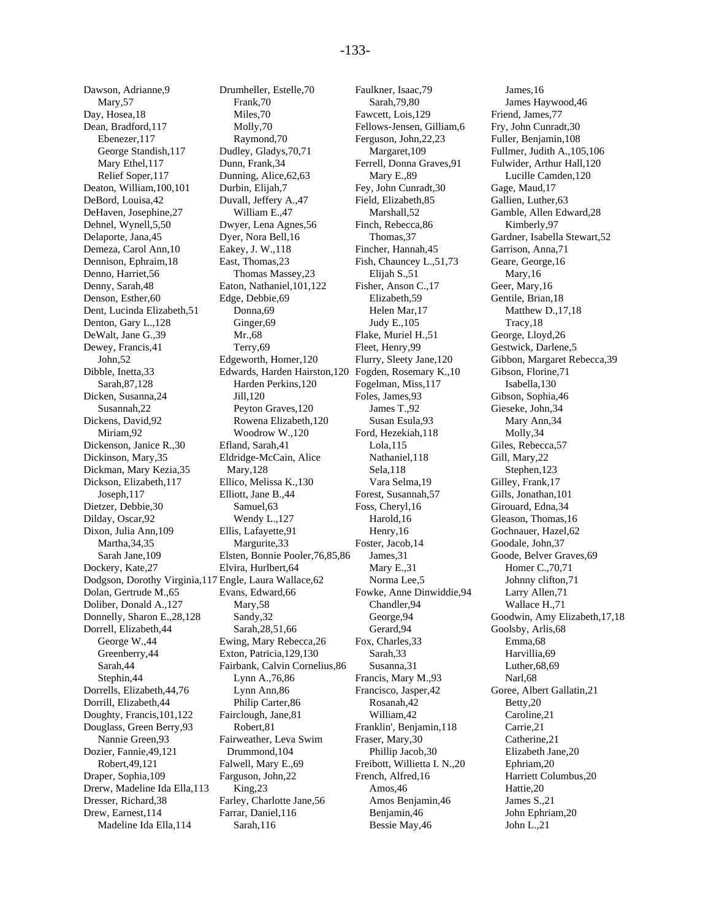Dawson, Adrianne,9
    Mary,57
Day, Hosea,18
Dean, Bradford,117
    Ebenezer,117
    George Standish,117
    Mary Ethel,117
    Relief Soper,117
Deaton, William,100,101
DeBord, Louisa,42
DeHaven, Josephine,27
Dehnel, Wynell,5,50
Delaporte, Jana,45
Demeza, Carol Ann,10
Dennison, Ephraim,18
Denno, Harriet,56
Denny, Sarah,48
Denson, Esther,60
Dent, Lucinda Elizabeth,51
Denton, Gary L.,128
DeWalt, Jane G.,39
Dewey, Francis,41
    John,52
Dibble, Inetta,33
    Sarah,87,128
Dicken, Susanna,24
    Susannah,22
Dickens, David,92
    Miriam,92
Dickenson, Janice R.,30
Dickinson, Mary,35
Dickman, Mary Kezia,35
Dickson, Elizabeth,117
    Joseph,117
Dietzer, Debbie,30
Dilday, Oscar,92
Dixon, Julia Ann,109
    Martha,34,35
    Sarah Jane,109
Dockery, Kate,27
Dodgson, Dorothy Virginia,117
Dolan, Gertrude M.,65
Doliber, Donald A.,127
Donnelly, Sharon E.,28,128
Dorrell, Elizabeth,44
    George W.,44
    Greenberry,44
    Sarah,44
    Stephin,44
Dorrells, Elizabeth,44,76
Dorrill, Elizabeth,44
Doughty, Francis,101,122
Douglass, Green Berry,93
    Nannie Green,93
Dozier, Fannie,49,121
    Robert,49,121
Draper, Sophia,109
Drerw, Madeline Ida Ella,113
Dresser, Richard,38
Drew, Earnest,114
    Madeline Ida Ella,114
Drumheller, Estelle,70
    Frank,70
    Miles,70
    Molly,70
    Raymond,70
Dudley, Gladys,70,71
Dunn, Frank,34
Dunning, Alice,62,63
Durbin, Elijah,7
Duvall, Jeffery A.,47
    William E.,47
Dwyer, Lena Agnes,56
Dyer, Nora Bell,16
Eakey, J. W.,118
East, Thomas,23
    Thomas Massey,23
Eaton, Nathaniel,101,122
Edge, Debbie,69
    Donna,69
    Ginger,69
    Mr.,68
    Terry,69
Edgeworth, Homer,120
Edwards, Harden Hairston,120
    Harden Perkins,120
    Jill,120
    Peyton Graves,120
    Rowena Elizabeth,120
    Woodrow W.,120
Efland, Sarah,41
Eldridge-McCain, Alice
    Mary,128
Ellico, Melissa K.,130
Elliott, Jane B.,44
    Samuel,63
    Wendy L.,127
Ellis, Lafayette,91
    Margurite,33
Elsten, Bonnie Pooler,76,85,86
Elvira, Hurlbert,64
Engle, Laura Wallace,62
Evans, Edward,66
    Mary,58
    Sandy,32
    Sarah,28,51,66
Ewing, Mary Rebecca,26
Exton, Patricia,129,130
Fairbank, Calvin Cornelius,86
    Lynn A.,76,86
    Lynn Ann,86
    Philip Carter,86
Fairclough, Jane,81
    Robert,81
Fairweather, Leva Swim
    Drummond,104
Falwell, Mary E.,69
Farguson, John,22
    King,23
Farley, Charlotte Jane,56
Farrar, Daniel,116
    Sarah,116
Faulkner, Isaac,79
    Sarah,79,80
Fawcett, Lois,129
Fellows-Jensen, Gilliam,6
Ferguson, John,22,23
    Margaret,109
Ferrell, Donna Graves,91
    Mary E.,89
Fey, John Cunradt,30
Field, Elizabeth,85
    Marshall,52
Finch, Rebecca,86
    Thomas,37
Fincher, Hannah,45
Fish, Chauncey L.,51,73
    Elijah S.,51
Fisher, Anson C.,17
    Elizabeth,59
    Helen Mar,17
    Judy E.,105
Flake, Muriel H.,51
Fleet, Henry,99
Flurry, Sleety Jane,120
Fogden, Rosemary K.,10
Fogelman, Miss,117
Foles, James,93
    James T.,92
    Susan Esula,93
Ford, Hezekiah,118
    Lola,115
    Nathaniel,118
    Sela,118
    Vara Selma,19
Forest, Susannah,57
Foss, Cheryl,16
    Harold,16
    Henry,16
Foster, Jacob,14
    James,31
    Mary E.,31
    Norma Lee,5
Fowke, Anne Dinwiddie,94
    Chandler,94
    George,94
    Gerard,94
Fox, Charles,33
    Sarah,33
    Susanna,31
Francis, Mary M.,93
Francisco, Jasper,42
    Rosanah,42
    William,42
Franklin', Benjamin,118
Fraser, Mary,30
    Phillip Jacob,30
Freibott, Willietta I. N.,20
French, Alfred,16
    Amos,46
    Amos Benjamin,46
    Benjamin,46
    Bessie May,46
    James,16
    James Haywood,46
Friend, James,77
Fry, John Cunradt,30
Fuller, Benjamin,108
Fullmer, Judith A.,105,106
Fulwider, Arthur Hall,120
    Lucille Camden,120
Gage, Maud,17
Gallien, Luther,63
Gamble, Allen Edward,28
    Kimberly,97
Gardner, Isabella Stewart,52
Garrison, Anna,71
Geare, George,16
    Mary,16
Geer, Mary,16
Gentile, Brian,18
    Matthew D.,17,18
    Tracy,18
George, Lloyd,26
Gestwick, Darlene,5
Gibbon, Margaret Rebecca,39
Gibson, Florine,71
    Isabella,130
Gibson, Sophia,46
Gieseke, John,34
    Mary Ann,34
    Molly,34
Giles, Rebecca,57
Gill, Mary,22
    Stephen,123
Gilley, Frank,17
Gills, Jonathan,101
Girouard, Edna,34
Gleason, Thomas,16
Gochnauer, Hazel,62
Goodale, John,37
Goode, Belver Graves,69
    Homer C.,70,71
    Johnny clifton,71
    Larry Allen,71
    Wallace H.,71
Goodwin, Amy Elizabeth,17,18
Goolsby, Arlis,68
    Emma,68
    Harvillia,69
    Luther,68,69
    Narl,68
Goree, Albert Gallatin,21
    Betty,20
    Caroline,21
    Carrie,21
    Catherine,21
    Elizabeth Jane,20
    Ephriam,20
    Harriett Columbus,20
    Hattie,20
    James S.,21
    John Ephriam,20
    John L.,21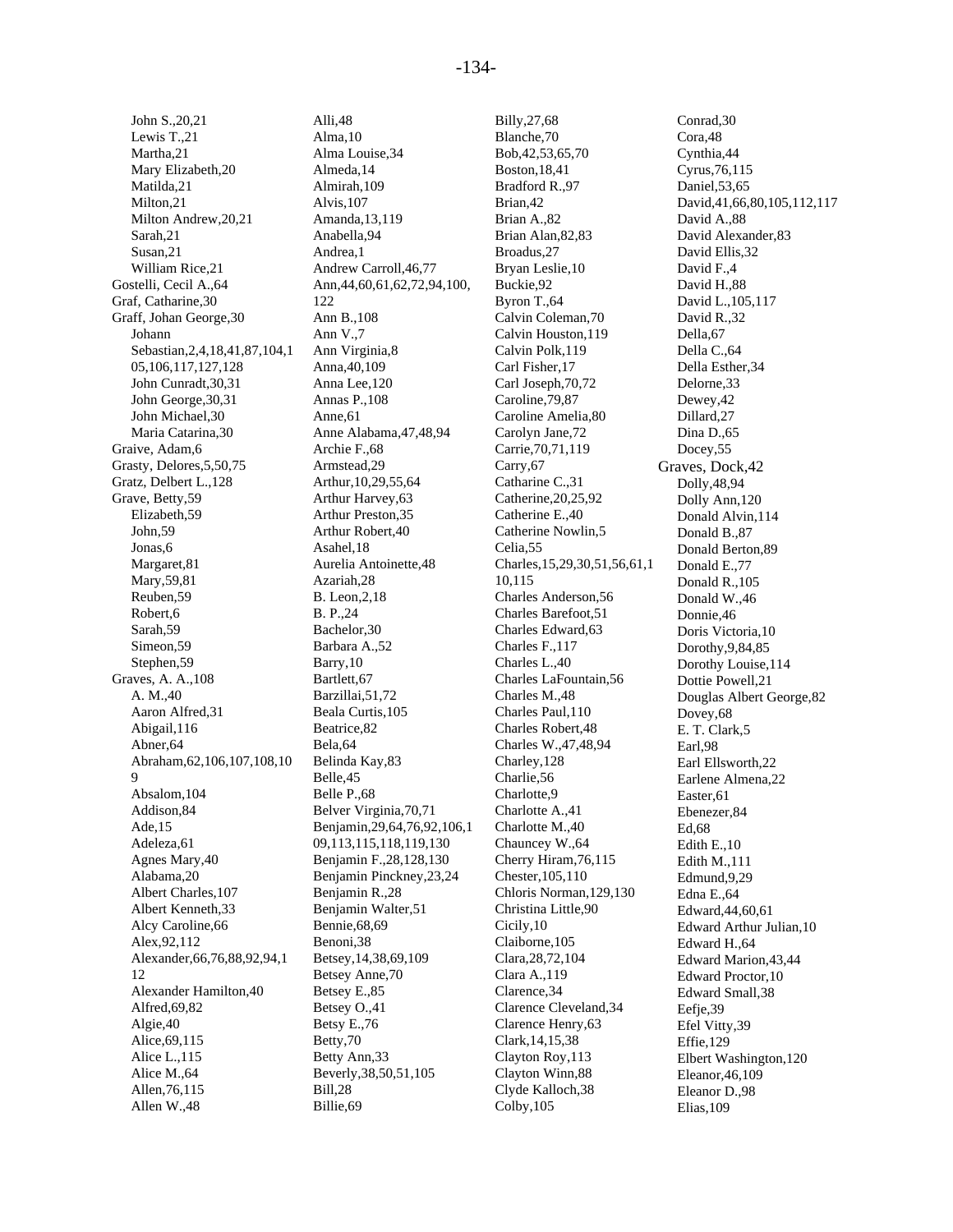John S.,20,21
Lewis T.,21
Martha,21
Mary Elizabeth,20
Matilda,21
Milton,21
Milton Andrew,20,21
Sarah,21
Susan,21
William Rice,21
Gostelli, Cecil A.,64
Graf, Catharine,30
Graff, Johan George,30
Johann Sebastian,2,4,18,41,87,104,105,106,117,127,128
John Cunradt,30,31
John George,30,31
John Michael,30
Maria Catarina,30
Graive, Adam,6
Grasty, Delores,5,50,75
Gratz, Delbert L.,128
Grave, Betty,59
Elizabeth,59
John,59
Jonas,6
Margaret,81
Mary,59,81
Reuben,59
Robert,6
Sarah,59
Simeon,59
Stephen,59
Graves, A. A.,108
A. M.,40
Aaron Alfred,31
Abigail,116
Abner,64
Abraham,62,106,107,108,109
Absalom,104
Addison,84
Ade,15
Adeleza,61
Agnes Mary,40
Alabama,20
Albert Charles,107
Albert Kenneth,33
Alcy Caroline,66
Alex,92,112
Alexander,66,76,88,92,94,112
Alexander Hamilton,40
Alfred,69,82
Algie,40
Alice,69,115
Alice L.,115
Alice M.,64
Allen,76,115
Allen W.,48
Alli,48
Alma,10
Alma Louise,34
Almeda,14
Almirah,109
Alvis,107
Amanda,13,119
Anabella,94
Andrea,1
Andrew Carroll,46,77
Ann,44,60,61,62,72,94,100,122
Ann B.,108
Ann V.,7
Ann Virginia,8
Anna,40,109
Anna Lee,120
Annas P.,108
Anne,61
Anne Alabama,47,48,94
Archie F.,68
Armstead,29
Arthur,10,29,55,64
Arthur Harvey,63
Arthur Preston,35
Arthur Robert,40
Asahel,18
Aurelia Antoinette,48
Azariah,28
B. Leon,2,18
B. P.,24
Bachelor,30
Barbara A.,52
Barry,10
Bartlett,67
Barzillai,51,72
Beala Curtis,105
Beatrice,82
Bela,64
Belinda Kay,83
Belle,45
Belle P.,68
Belver Virginia,70,71
Benjamin,29,64,76,92,106,109,113,115,118,119,130
Benjamin F.,28,128,130
Benjamin Pinckney,23,24
Benjamin R.,28
Benjamin Walter,51
Bennie,68,69
Benoni,38
Betsey,14,38,69,109
Betsey Anne,70
Betsey E.,85
Betsey O.,41
Betsy E.,76
Betty,70
Betty Ann,33
Beverly,38,50,51,105
Bill,28
Billie,69
Billy,27,68
Blanche,70
Bob,42,53,65,70
Boston,18,41
Bradford R.,97
Brian,42
Brian A.,82
Brian Alan,82,83
Broadus,27
Bryan Leslie,10
Buckie,92
Byron T.,64
Calvin Coleman,70
Calvin Houston,119
Calvin Polk,119
Carl Fisher,17
Carl Joseph,70,72
Caroline,79,87
Caroline Amelia,80
Carolyn Jane,72
Carrie,70,71,119
Carry,67
Catharine C.,31
Catherine,20,25,92
Catherine E.,40
Catherine Nowlin,5
Celia,55
Charles,15,29,30,51,56,61,110,115
Charles Anderson,56
Charles Barefoot,51
Charles Edward,63
Charles F.,117
Charles L.,40
Charles LaFountain,56
Charles M.,48
Charles Paul,110
Charles Robert,48
Charles W.,47,48,94
Charley,128
Charlie,56
Charlotte,9
Charlotte A.,41
Charlotte M.,40
Chauncey W.,64
Cherry Hiram,76,115
Chester,105,110
Chloris Norman,129,130
Christina Little,90
Cicily,10
Claiborne,105
Clara,28,72,104
Clara A.,119
Clarence,34
Clarence Cleveland,34
Clarence Henry,63
Clark,14,15,38
Clayton Roy,113
Clayton Winn,88
Clyde Kalloch,38
Colby,105
Conrad,30
Cora,48
Cynthia,44
Cyrus,76,115
Daniel,53,65
David,41,66,80,105,112,117
David A.,88
David Alexander,83
David Ellis,32
David F.,4
David H.,88
David L.,105,117
David R.,32
Della,67
Della C.,64
Della Esther,34
Delorne,33
Dewey,42
Dillard,27
Dina D.,65
Docey,55
Graves, Dock,42
Dolly,48,94
Dolly Ann,120
Donald Alvin,114
Donald B.,87
Donald Berton,89
Donald E.,77
Donald R.,105
Donald W.,46
Donnie,46
Doris Victoria,10
Dorothy,9,84,85
Dorothy Louise,114
Dottie Powell,21
Douglas Albert George,82
Dovey,68
E. T. Clark,5
Earl,98
Earl Ellsworth,22
Earlene Almena,22
Easter,61
Ebenezer,84
Ed,68
Edith E.,10
Edith M.,111
Edmund,9,29
Edna E.,64
Edward,44,60,61
Edward Arthur Julian,10
Edward H.,64
Edward Marion,43,44
Edward Proctor,10
Edward Small,38
Eefje,39
Efel Vitty,39
Effie,129
Elbert Washington,120
Eleanor,46,109
Eleanor D.,98
Elias,109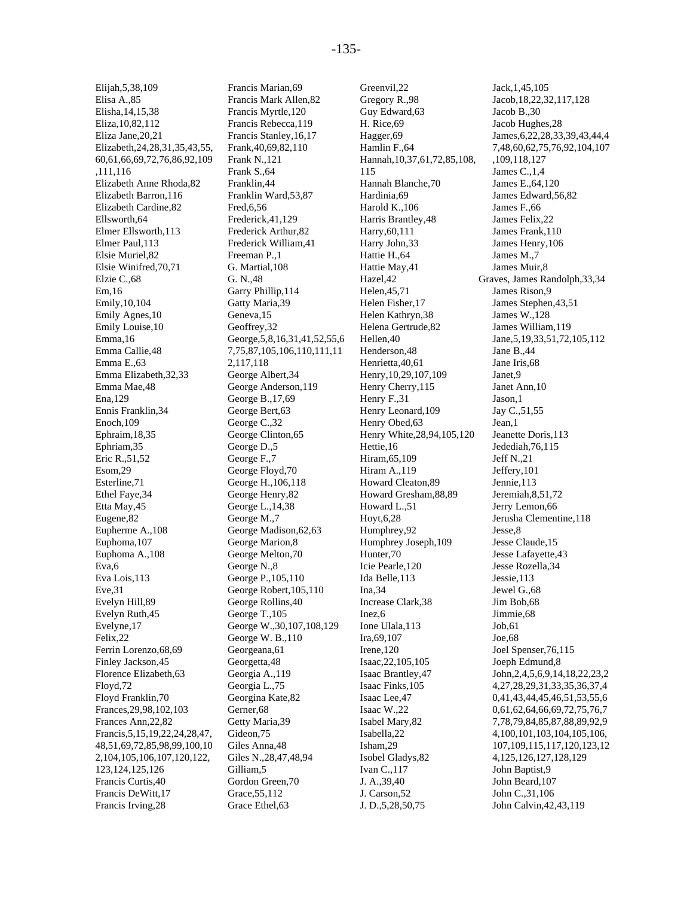Elijah,5,38,109
Elisa A.,85
Elisha,14,15,38
Eliza,10,82,112
Eliza Jane,20,21
Elizabeth,24,28,31,35,43,55,60,61,66,69,72,76,86,92,109,111,116
Elizabeth Anne Rhoda,82
Elizabeth Barron,116
Elizabeth Cardine,82
Ellsworth,64
Elmer Ellsworth,113
Elmer Paul,113
Elsie Muriel,82
Elsie Winifred,70,71
Elzie C.,68
Em,16
Emily,10,104
Emily Agnes,10
Emily Louise,10
Emma,16
Emma Callie,48
Emma E.,63
Emma Elizabeth,32,33
Emma Mae,48
Ena,129
Ennis Franklin,34
Enoch,109
Ephraim,18,35
Ephriam,35
Eric R.,51,52
Esom,29
Esterline,71
Ethel Faye,34
Etta May,45
Eugene,82
Eupherme A.,108
Euphoma,107
Euphoma A.,108
Eva,6
Eva Lois,113
Eve,31
Evelyn Hill,89
Evelyn Ruth,45
Evelyne,17
Felix,22
Ferrin Lorenzo,68,69
Finley Jackson,45
Florence Elizabeth,63
Floyd,72
Floyd Franklin,70
Frances,29,98,102,103
Frances Ann,22,82
Francis,5,15,19,22,24,28,47,48,51,69,72,85,98,99,100,102,104,105,106,107,120,122,123,124,125,126
Francis Curtis,40
Francis DeWitt,17
Francis Irving,28
Francis Marian,69
Francis Mark Allen,82
Francis Myrtle,120
Francis Rebecca,119
Francis Stanley,16,17
Frank,40,69,82,110
Frank N.,121
Frank S.,64
Franklin,44
Franklin Ward,53,87
Fred,6,56
Frederick,41,129
Frederick Arthur,82
Frederick William,41
Freeman P.,1
G. Martial,108
G. N.,48
Garry Phillip,114
Gatty Maria,39
Geneva,15
Geoffrey,32
George,5,8,16,31,41,52,55,67,75,87,105,106,110,111,112,117,118
George Albert,34
George Anderson,119
George B.,17,69
George Bert,63
George C.,32
George Clinton,65
George D.,5
George F.,7
George Floyd,70
George H.,106,118
George Henry,82
George L.,14,38
George M.,7
George Madison,62,63
George Marion,8
George Melton,70
George N.,8
George P.,105,110
George Robert,105,110
George Rollins,40
George T.,105
George W.,30,107,108,129
George W. B.,110
Georgeana,61
Georgetta,48
Georgia A.,119
Georgia L.,75
Georgina Kate,82
Gerner,68
Getty Maria,39
Gideon,75
Giles Anna,48
Giles N.,28,47,48,94
Gilliam,5
Gordon Green,70
Grace,55,112
Grace Ethel,63
Greenvil,22
Gregory R.,98
Guy Edward,63
H. Rice,69
Hagger,69
Hamlin F.,64
Hannah,10,37,61,72,85,108,115
Hannah Blanche,70
Hardinia,69
Harold K.,106
Harris Brantley,48
Harry,60,111
Harry John,33
Hattie H.,64
Hattie May,41
Hazel,42
Helen,45,71
Helen Fisher,17
Helen Kathryn,38
Helena Gertrude,82
Hellen,40
Henderson,48
Henrietta,40,61
Henry,10,29,107,109
Henry Cherry,115
Henry F.,31
Henry Leonard,109
Henry Obed,63
Henry White,28,94,105,120
Hettie,16
Hiram,65,109
Hiram A.,119
Howard Cleaton,89
Howard Gresham,88,89
Howard L.,51
Hoyt,6,28
Humphrey,92
Humphrey Joseph,109
Hunter,70
Icie Pearle,120
Ida Belle,113
Ina,34
Increase Clark,38
Inez,6
Ione Ulala,113
Ira,69,107
Irene,120
Isaac,22,105,105
Isaac Brantley,47
Isaac Finks,105
Isaac Lee,47
Isaac W.,22
Isabel Mary,82
Isabella,22
Isham,29
Isobel Gladys,82
Ivan C.,117
J. A.,39,40
J. Carson,52
J. D.,5,28,50,75
Jack,1,45,105
Jacob,18,22,32,117,128
Jacob B.,30
Jacob Hughes,28
James,6,22,28,33,39,43,44,47,48,60,62,75,76,92,104,107,109,118,127
James C.,1,4
James E.,64,120
James Edward,56,82
James F.,66
James Felix,22
James Frank,110
James Henry,106
James M.,7
James Muir,8
Graves, James Randolph,33,34
James Rison,9
James Stephen,43,51
James W.,128
James William,119
Jane,5,19,33,51,72,105,112
Jane B.,44
Jane Iris,68
Janet,9
Janet Ann,10
Jason,1
Jay C.,51,55
Jean,1
Jeanette Doris,113
Jedediah,76,115
Jeff N.,21
Jeffery,101
Jennie,113
Jeremiah,8,51,72
Jerry Lemon,66
Jerusha Clementine,118
Jesse,8
Jesse Claude,15
Jesse Lafayette,43
Jesse Rozella,34
Jessie,113
Jewel G.,68
Jim Bob,68
Jimmie,68
Job,61
Joe,68
Joel Spenser,76,115
Joeph Edmund,8
John,2,4,5,6,9,14,18,22,23,24,27,28,29,31,33,35,36,37,40,41,43,44,45,46,51,53,55,60,61,62,64,66,69,72,75,76,77,78,79,84,85,87,88,89,92,94,100,101,103,104,105,106,107,109,115,117,120,123,124,125,126,127,128,129
John Baptist,9
John Beard,107
John C.,31,106
John Calvin,42,43,119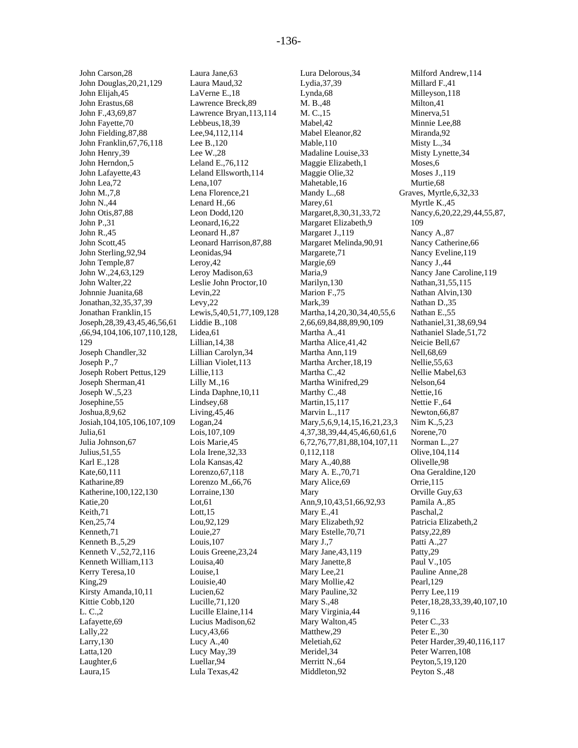John Carson,28
John Douglas,20,21,129
John Elijah,45
John Erastus,68
John F.,43,69,87
John Fayette,70
John Fielding,87,88
John Franklin,67,76,118
John Henry,39
John Herndon,5
John Lafayette,43
John Lea,72
John M.,7,8
John N.,44
John Otis,87,88
John P.,31
John R.,45
John Scott,45
John Sterling,92,94
John Temple,87
John W.,24,63,129
John Walter,22
Johnnie Juanita,68
Jonathan,32,35,37,39
Jonathan Franklin,15
Joseph,28,39,43,45,46,56,61,66,94,104,106,107,110,128,129
Joseph Chandler,32
Joseph P.,7
Joseph Robert Pettus,129
Joseph Sherman,41
Joseph W.,5,23
Josephine,55
Joshua,8,9,62
Josiah,104,105,106,107,109
Julia,61
Julia Johnson,67
Julius,51,55
Karl E.,128
Kate,60,111
Katharine,89
Katherine,100,122,130
Katie,20
Keith,71
Ken,25,74
Kenneth,71
Kenneth B.,5,29
Kenneth V.,52,72,116
Kenneth William,113
Kerry Teresa,10
King,29
Kirsty Amanda,10,11
Kittie Cobb,120
L. C.,2
Lafayette,69
Lally,22
Larry,130
Latta,120
Laughter,6
Laura,15
Laura Jane,63
Laura Maud,32
LaVerne E.,18
Lawrence Breck,89
Lawrence Bryan,113,114
Lebbeus,18,39
Lee,94,112,114
Lee B.,120
Lee W.,28
Leland E.,76,112
Leland Ellsworth,114
Lena,107
Lena Florence,21
Lenard H.,66
Leon Dodd,120
Leonard,16,22
Leonard H.,87
Leonard Harrison,87,88
Leonidas,94
Leroy,42
Leroy Madison,63
Leslie John Proctor,10
Levin,22
Levy,22
Lewis,5,40,51,77,109,128
Liddie B.,108
Lidea,61
Lillian,14,38
Lillian Carolyn,34
Lillian Violet,113
Lillie,113
Lilly M.,16
Linda Daphne,10,11
Lindsey,68
Living,45,46
Logan,24
Lois,107,109
Lois Marie,45
Lola Irene,32,33
Lola Kansas,42
Lorenzo,67,118
Lorenzo M.,66,76
Lorraine,130
Lot,61
Lott,15
Lou,92,129
Louie,27
Louis,107
Louis Greene,23,24
Louisa,40
Louise,1
Louisie,40
Lucien,62
Lucille,71,120
Lucille Elaine,114
Lucius Madison,62
Lucy,43,66
Lucy A.,40
Lucy May,39
Luellar,94
Lula Texas,42
Lura Delorous,34
Lydia,37,39
Lynda,68
M. B.,48
M. C.,15
Mabel,42
Mabel Eleanor,82
Mable,110
Madaline Louise,33
Maggie Elizabeth,1
Maggie Olie,32
Mahetable,16
Mandy L.,68
Marey,61
Margaret,8,30,31,33,72
Margaret Elizabeth,9
Margaret J.,119
Margaret Melinda,90,91
Margarete,71
Margie,69
Maria,9
Marilyn,130
Marion F.,75
Mark,39
Martha,14,20,30,34,40,55,62,66,69,84,88,89,90,109
Martha A.,41
Martha Alice,41,42
Martha Ann,119
Martha Archer,18,19
Martha C.,42
Martha Winifred,29
Marthy C.,48
Martin,15,117
Marvin L.,117
Mary,5,6,9,14,15,16,21,23,34,37,38,39,44,45,46,60,61,66,72,76,77,81,88,104,107,110,112,118
Mary A.,40,88
Mary A. E.,70,71
Mary Alice,69
Mary Ann,9,10,43,51,66,92,93
Mary E.,41
Mary Elizabeth,92
Mary Estelle,70,71
Mary J.,7
Mary Jane,43,119
Mary Janette,8
Mary Lee,21
Mary Mollie,42
Mary Pauline,32
Mary S.,48
Mary Virginia,44
Mary Walton,45
Matthew,29
Meletiah,62
Meridel,34
Merritt N.,64
Middleton,92
Milford Andrew,114
Millard F.,41
Milleyson,118
Milton,41
Minerva,51
Minnie Lee,88
Miranda,92
Misty L.,34
Misty Lynette,34
Moses,6
Moses J.,119
Murtie,68
Graves, Myrtle,6,32,33
Myrtle K.,45
Nancy,6,20,22,29,44,55,87,109
Nancy A.,87
Nancy Catherine,66
Nancy Eveline,119
Nancy J.,44
Nancy Jane Caroline,119
Nathan,31,55,115
Nathan Alvin,130
Nathan D.,35
Nathan E.,55
Nathaniel,31,38,69,94
Nathaniel Slade,51,72
Neicie Bell,67
Nell,68,69
Nellie,55,63
Nellie Mabel,63
Nelson,64
Nettie,16
Nettie F.,64
Newton,66,87
Nim K.,5,23
Norene,70
Norman L.,27
Olive,104,114
Olivelle,98
Ona Geraldine,120
Orrie,115
Orville Guy,63
Pamila A.,85
Paschal,2
Patricia Elizabeth,2
Patsy,22,89
Patti A.,27
Patty,29
Paul V.,105
Pauline Anne,28
Pearl,129
Perry Lee,119
Peter,18,28,33,39,40,107,109,116
Peter C.,33
Peter E.,30
Peter Harder,39,40,116,117
Peter Warren,108
Peyton,5,19,120
Peyton S.,48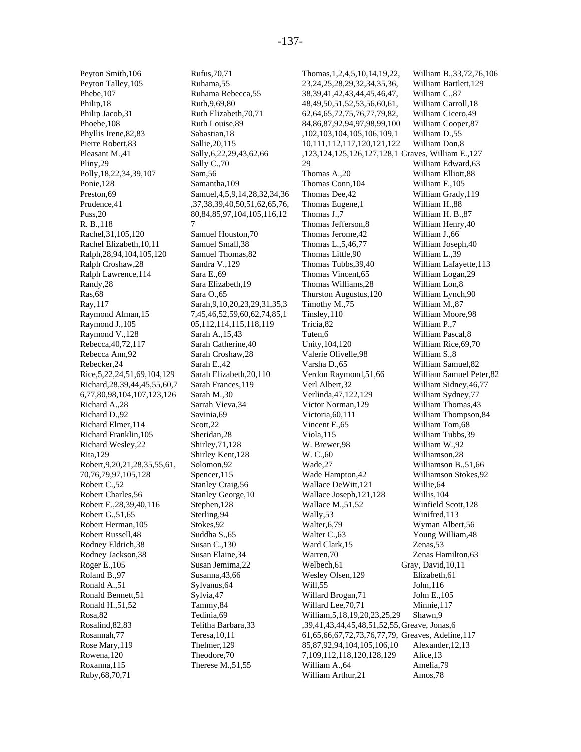Peyton Smith,106
Peyton Talley,105
Phebe,107
Philip,18
Philip Jacob,31
Phoebe,108
Phyllis Irene,82,83
Pierre Robert,83
Pleasant M.,41
Pliny,29
Polly,18,22,34,39,107
Ponie,128
Preston,69
Prudence,41
Puss,20
R. B.,118
Rachel,31,105,120
Rachel Elizabeth,10,11
Ralph,28,94,104,105,120
Ralph Croshaw,28
Ralph Lawrence,114
Randy,28
Ras,68
Ray,117
Raymond Alman,15
Raymond J.,105
Raymond V.,128
Rebecca,40,72,117
Rebecca Ann,92
Rebecker,24
Rice,5,22,24,51,69,104,129
Richard,28,39,44,45,55,60,76,77,80,98,104,107,123,126
Richard A.,28
Richard D.,92
Richard Elmer,114
Richard Franklin,105
Richard Wesley,22
Rita,129
Robert,9,20,21,28,35,55,61,70,76,79,97,105,128
Robert C.,52
Robert Charles,56
Robert E.,28,39,40,116
Robert G.,51,65
Robert Herman,105
Robert Russell,48
Rodney Eldrich,38
Rodney Jackson,38
Roger E.,105
Roland B.,97
Ronald A.,51
Ronald Bennett,51
Ronald H.,51,52
Rosa,82
Rosalind,82,83
Rosannah,77
Rose Mary,119
Rowena,120
Roxanna,115
Ruby,68,70,71
Rufus,70,71
Ruhama,55
Ruhama Rebecca,55
Ruth,9,69,80
Ruth Elizabeth,70,71
Ruth Louise,89
Sabastian,18
Sallie,20,115
Sally,6,22,29,43,62,66
Sally C.,70
Sam,56
Samantha,109
Samuel,4,5,9,14,28,32,34,36,37,38,39,40,50,51,62,65,76,80,84,85,97,104,105,116,127
Samuel Houston,70
Samuel Small,38
Samuel Thomas,82
Sandra V.,129
Sara E.,69
Sara Elizabeth,19
Sara O.,65
Sarah,9,10,20,23,29,31,35,37,45,46,52,59,60,62,74,85,105,112,114,115,118,119
Sarah A.,15,43
Sarah Catherine,40
Sarah Croshaw,28
Sarah E.,42
Sarah Elizabeth,20,110
Sarah Frances,119
Sarah M.,30
Sarrah Vieva,34
Savinia,69
Scott,22
Sheridan,28
Shirley,71,128
Shirley Kent,128
Solomon,92
Spencer,115
Stanley Craig,56
Stanley George,10
Stephen,128
Sterling,94
Stokes,92
Suddha S.,65
Susan C.,130
Susan Elaine,34
Susan Jemima,22
Susanna,43,66
Sylvanus,64
Sylvia,47
Tammy,84
Tedinia,69
Telitha Barbara,33
Teresa,10,11
Thelmer,129
Theodore,70
Therese M.,51,55
Thomas,1,2,4,5,10,14,19,22,23,24,25,28,29,32,34,35,36,38,39,41,42,43,44,45,46,47,48,49,50,51,52,53,56,60,61,62,64,65,72,75,76,77,79,82,84,86,87,92,94,97,98,99,100,102,103,104,105,106,109,110,111,112,117,120,121,122,123,124,125,126,127,128,129
Thomas A.,20
Thomas Conn,104
Thomas Dee,42
Thomas Eugene,1
Thomas J.,7
Thomas Jefferson,8
Thomas Jerome,42
Thomas L.,5,46,77
Thomas Little,90
Thomas Tubbs,39,40
Thomas Vincent,65
Thomas Williams,28
Thurston Augustus,120
Timothy M.,75
Tinsley,110
Tricia,82
Tuten,6
Unity,104,120
Valerie Olivelle,98
Varsha D.,65
Verdon Raymond,51,66
Verl Albert,32
Verlinda,47,122,129
Victor Norman,129
Victoria,60,111
Vincent F.,65
Viola,115
W. Brewer,98
W. C.,60
Wade,27
Wade Hampton,42
Wallace DeWitt,121
Wallace Joseph,121,128
Wallace M.,51,52
Wally,53
Walter,6,79
Walter C.,63
Ward Clark,15
Warren,70
Welbech,61
Wesley Olsen,129
Will,55
Willard Brogan,71
Willard Lee,70,71
William,5,18,19,20,23,25,29,39,41,43,44,45,48,51,52,55,61,65,66,67,72,73,76,77,79,85,87,92,94,104,105,106,107,109,112,118,120,128,129
William A.,64
William Arthur,21
William B.,33,72,76,106
William Bartlett,129
William C.,87
William Carroll,18
William Cicero,49
William Cooper,87
William D.,55
William Don,8

Graves, William E.,127
William Edward,63
William Elliott,88
William F.,105
William Grady,119
William H.,88
William H. B.,87
William Henry,40
William J.,66
William Joseph,40
William L.,39
William Lafayette,113
William Logan,29
William Lon,8
William Lynch,90
William M.,87
William Moore,98
William P.,7
William Pascal,8
William Rice,69,70
William S.,8
William Samuel,82
William Samuel Peter,82
William Sidney,46,77
William Sydney,77
William Thomas,43
William Thompson,84
William Tom,68
William Tubbs,39
William W.,92
Williamson,28
Williamson B.,51,66
Williamson Stokes,92
Willie,64
Willis,104
Winfield Scott,128
Winifred,113
Wyman Albert,56
Young William,48
Zenas,53
Zenas Hamilton,63

Gray, David,10,11
Elizabeth,61
John,116
John E.,105
Minnie,117
Shawn,9

Greave, Jonas,6

Greaves, Adeline,117
Alexander,12,13
Alice,13
Amelia,79
Amos,78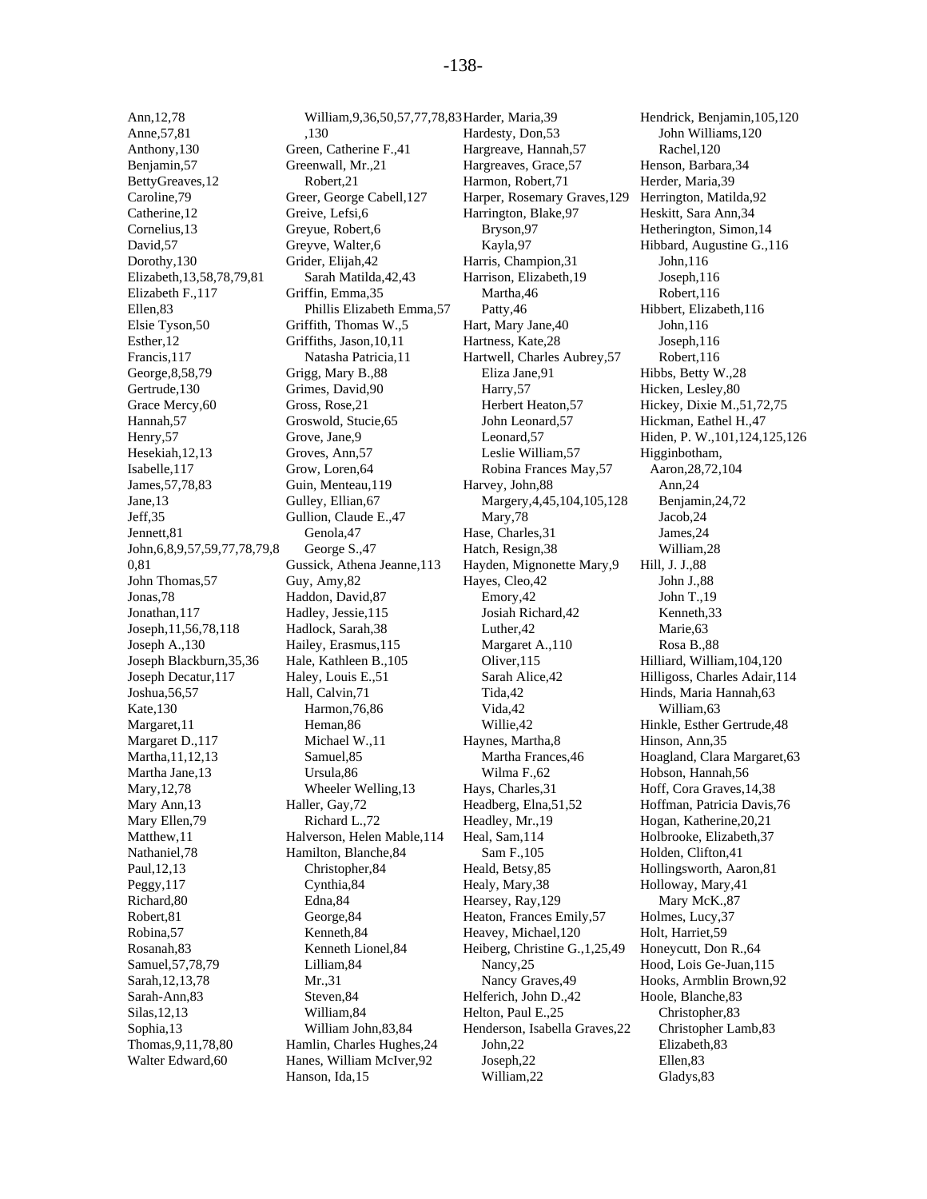Ann,12,78
Anne,57,81
Anthony,130
Benjamin,57
BettyGreaves,12
Caroline,79
Catherine,12
Cornelius,13
David,57
Dorothy,130
Elizabeth,13,58,78,79,81
Elizabeth F.,117
Ellen,83
Elsie Tyson,50
Esther,12
Francis,117
George,8,58,79
Gertrude,130
Grace Mercy,60
Hannah,57
Henry,57
Hesekiah,12,13
Isabelle,117
James,57,78,83
Jane,13
Jeff,35
Jennett,81
John,6,8,9,57,59,77,78,79,80,81
John Thomas,57
Jonas,78
Jonathan,117
Joseph,11,56,78,118
Joseph A.,130
Joseph Blackburn,35,36
Joseph Decatur,117
Joshua,56,57
Kate,130
Margaret,11
Margaret D.,117
Martha,11,12,13
Martha Jane,13
Mary,12,78
Mary Ann,13
Mary Ellen,79
Matthew,11
Nathaniel,78
Paul,12,13
Peggy,117
Richard,80
Robert,81
Robina,57
Rosanah,83
Samuel,57,78,79
Sarah,12,13,78
Sarah-Ann,83
Silas,12,13
Sophia,13
Thomas,9,11,78,80
Walter Edward,60

William,9,36,50,57,77,78,83,130
Green, Catherine F.,41
Greenwall, Mr.,21
Robert,21
Greer, George Cabell,127
Greive, Lefsi,6
Greyue, Robert,6
Greyve, Walter,6
Grider, Elijah,42
Sarah Matilda,42,43
Griffin, Emma,35
Phillis Elizabeth Emma,57
Griffith, Thomas W.,5
Griffiths, Jason,10,11
Natasha Patricia,11
Grigg, Mary B.,88
Grimes, David,90
Gross, Rose,21
Groswold, Stucie,65
Grove, Jane,9
Groves, Ann,57
Grow, Loren,64
Guin, Menteau,119
Gulley, Ellian,67
Gullion, Claude E.,47
Genola,47
George S.,47
Gussick, Athena Jeanne,113
Guy, Amy,82
Haddon, David,87
Hadley, Jessie,115
Hadlock, Sarah,38
Hailey, Erasmus,115
Hale, Kathleen B.,105
Haley, Louis E.,51
Hall, Calvin,71
Harmon,76,86
Heman,86
Michael W.,11
Samuel,85
Ursula,86
Wheeler Welling,13
Haller, Gay,72
Richard L.,72
Halverson, Helen Mable,114
Hamilton, Blanche,84
Christopher,84
Cynthia,84
Edna,84
George,84
Kenneth,84
Kenneth Lionel,84
Lilliam,84
Mr.,31
Steven,84
William,84
William John,83,84
Hamlin, Charles Hughes,24
Hanes, William McIver,92
Hanson, Ida,15

Harder, Maria,39
Hardesty, Don,53
Hargreave, Hannah,57
Hargreaves, Grace,57
Harmon, Robert,71
Harper, Rosemary Graves,129
Harrington, Blake,97
Bryson,97
Kayla,97
Harris, Champion,31
Harrison, Elizabeth,19
Martha,46
Patty,46
Hart, Mary Jane,40
Hartness, Kate,28
Hartwell, Charles Aubrey,57
Eliza Jane,91
Harry,57
Herbert Heaton,57
John Leonard,57
Leonard,57
Leslie William,57
Robina Frances May,57
Harvey, John,88
Margery,4,45,104,105,128
Mary,78
Hase, Charles,31
Hatch, Resign,38
Hayden, Mignonette Mary,9
Hayes, Cleo,42
Emory,42
Josiah Richard,42
Luther,42
Margaret A.,110
Oliver,115
Sarah Alice,42
Tida,42
Vida,42
Willie,42
Haynes, Martha,8
Martha Frances,46
Wilma F.,62
Hays, Charles,31
Headberg, Elna,51,52
Headley, Mr.,19
Heal, Sam,114
Sam F.,105
Heald, Betsy,85
Healy, Mary,38
Hearsey, Ray,129
Heaton, Frances Emily,57
Heavey, Michael,120
Heiberg, Christine G.,1,25,49
Nancy,25
Nancy Graves,49
Helferich, John D.,42
Helton, Paul E.,25
Henderson, Isabella Graves,22
John,22
Joseph,22
William,22

Hendrick, Benjamin,105,120
John Williams,120
Rachel,120
Henson, Barbara,34
Herder, Maria,39
Herrington, Matilda,92
Heskitt, Sara Ann,34
Hetherington, Simon,14
Hibbard, Augustine G.,116
John,116
Joseph,116
Robert,116
Hibbert, Elizabeth,116
John,116
Joseph,116
Robert,116
Hibbs, Betty W.,28
Hicken, Lesley,80
Hickey, Dixie M.,51,72,75
Hickman, Eathel H.,47
Hiden, P. W.,101,124,125,126
Higginbotham, Aaron,28,72,104
Ann,24
Benjamin,24,72
Jacob,24
James,24
William,28
Hill, J. J.,88
John J.,88
John T.,19
Kenneth,33
Marie,63
Rosa B.,88
Hilliard, William,104,120
Hilligoss, Charles Adair,114
Hinds, Maria Hannah,63
William,63
Hinkle, Esther Gertrude,48
Hinson, Ann,35
Hoagland, Clara Margaret,63
Hobson, Hannah,56
Hoff, Cora Graves,14,38
Hoffman, Patricia Davis,76
Hogan, Katherine,20,21
Holbrooke, Elizabeth,37
Holden, Clifton,41
Hollingsworth, Aaron,81
Holloway, Mary,41
Mary McK.,87
Holmes, Lucy,37
Holt, Harriet,59
Honeycutt, Don R.,64
Hood, Lois Ge-Juan,115
Hooks, Armblin Brown,92
Hoole, Blanche,83
Christopher,83
Christopher Lamb,83
Elizabeth,83
Ellen,83
Gladys,83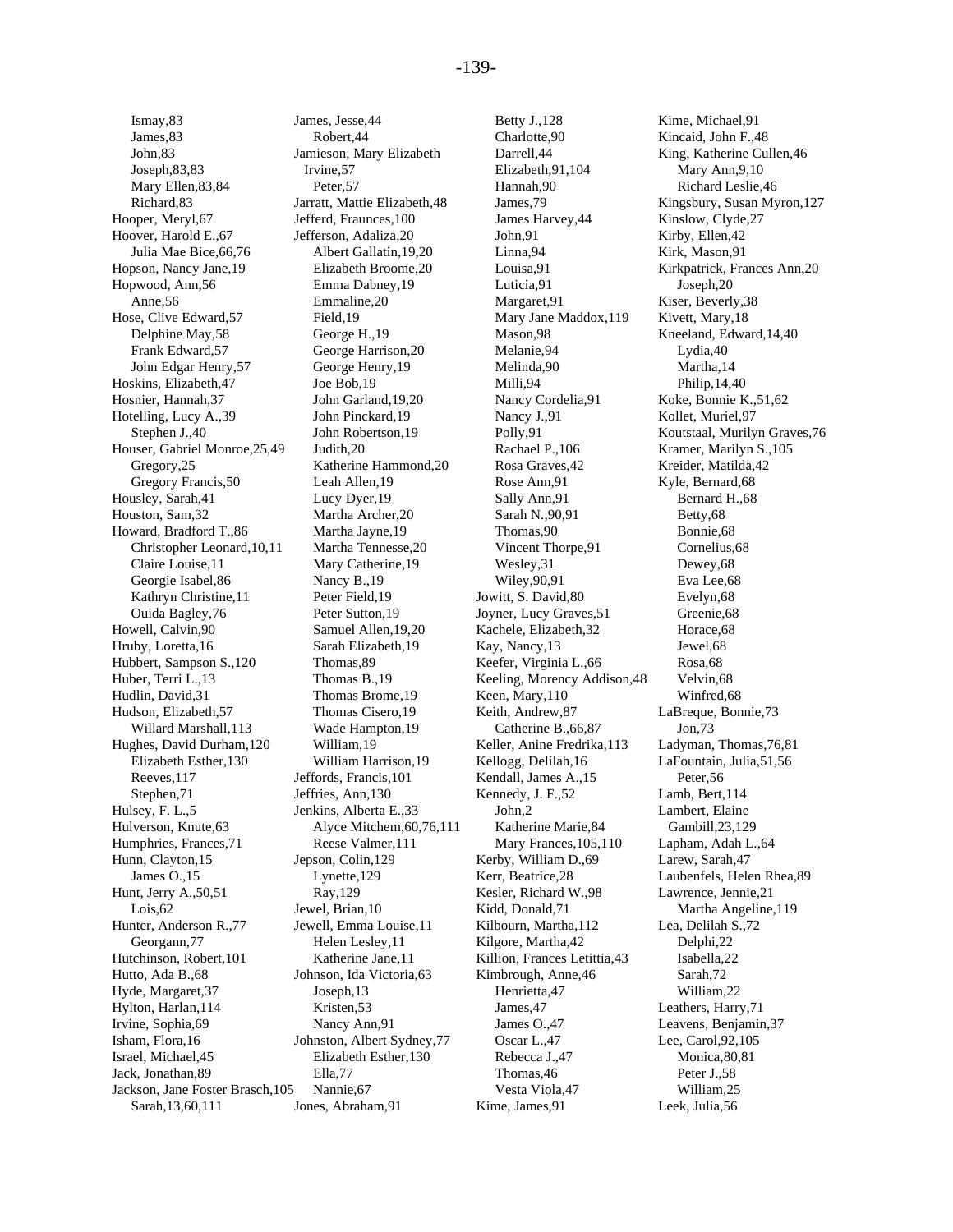Ismay,83
James,83
John,83
Joseph,83,83
Mary Ellen,83,84
Richard,83
Hooper, Meryl,67
Hoover, Harold E.,67
Julia Mae Bice,66,76
Hopson, Nancy Jane,19
Hopwood, Ann,56
Anne,56
Hose, Clive Edward,57
Delphine May,58
Frank Edward,57
John Edgar Henry,57
Hoskins, Elizabeth,47
Hosnier, Hannah,37
Hotelling, Lucy A.,39
Stephen J.,40
Houser, Gabriel Monroe,25,49
Gregory,25
Gregory Francis,50
Housley, Sarah,41
Houston, Sam,32
Howard, Bradford T.,86
Christopher Leonard,10,11
Claire Louise,11
Georgie Isabel,86
Kathryn Christine,11
Ouida Bagley,76
Howell, Calvin,90
Hruby, Loretta,16
Hubbert, Sampson S.,120
Huber, Terri L.,13
Hudlin, David,31
Hudson, Elizabeth,57
Willard Marshall,113
Hughes, David Durham,120
Elizabeth Esther,130
Reeves,117
Stephen,71
Hulsey, F. L.,5
Hulverson, Knute,63
Humphries, Frances,71
Hunn, Clayton,15
James O.,15
Hunt, Jerry A.,50,51
Lois,62
Hunter, Anderson R.,77
Georgann,77
Hutchinson, Robert,101
Hutto, Ada B.,68
Hyde, Margaret,37
Hylton, Harlan,114
Irvine, Sophia,69
Isham, Flora,16
Israel, Michael,45
Jack, Jonathan,89
Jackson, Jane Foster Brasch,105
Sarah,13,60,111
James, Jesse,44
Robert,44
Jamieson, Mary Elizabeth Irvine,57
Peter,57
Jarratt, Mattie Elizabeth,48
Jefferd, Fraunces,100
Jefferson, Adaliza,20
Albert Gallatin,19,20
Elizabeth Broome,20
Emma Dabney,19
Emmaline,20
Field,19
George H.,19
George Harrison,20
George Henry,19
Joe Bob,19
John Garland,19,20
John Pinckard,19
John Robertson,19
Judith,20
Katherine Hammond,20
Leah Allen,19
Lucy Dyer,19
Martha Archer,20
Martha Jayne,19
Martha Tennesse,20
Mary Catherine,19
Nancy B.,19
Peter Field,19
Peter Sutton,19
Samuel Allen,19,20
Sarah Elizabeth,19
Thomas,89
Thomas B.,19
Thomas Brome,19
Thomas Cisero,19
Wade Hampton,19
William,19
William Harrison,19
Jeffords, Francis,101
Jeffries, Ann,130
Jenkins, Alberta E.,33
Alyce Mitchem,60,76,111
Reese Valmer,111
Jepson, Colin,129
Lynette,129
Ray,129
Jewel, Brian,10
Jewell, Emma Louise,11
Helen Lesley,11
Katherine Jane,11
Johnson, Ida Victoria,63
Joseph,13
Kristen,53
Nancy Ann,91
Johnston, Albert Sydney,77
Elizabeth Esther,130
Ella,77
Nannie,67
Jones, Abraham,91
Betty J.,128
Charlotte,90
Darrell,44
Elizabeth,91,104
Hannah,90
James,79
James Harvey,44
John,91
Linna,94
Louisa,91
Luticia,91
Margaret,91
Mary Jane Maddox,119
Mason,98
Melanie,94
Melinda,90
Milli,94
Nancy Cordelia,91
Nancy J.,91
Polly,91
Rachael P.,106
Rosa Graves,42
Rose Ann,91
Sally Ann,91
Sarah N.,90,91
Thomas,90
Vincent Thorpe,91
Wesley,31
Wiley,90,91
Jowitt, S. David,80
Joyner, Lucy Graves,51
Kachele, Elizabeth,32
Kay, Nancy,13
Keefer, Virginia L.,66
Keeling, Morency Addison,48
Keen, Mary,110
Keith, Andrew,87
Catherine B.,66,87
Keller, Anine Fredrika,113
Kellogg, Delilah,16
Kendall, James A.,15
Kennedy, J. F.,52
John,2
Katherine Marie,84
Mary Frances,105,110
Kerby, William D.,69
Kerr, Beatrice,28
Kesler, Richard W.,98
Kidd, Donald,71
Kilbourn, Martha,112
Kilgore, Martha,42
Killion, Frances Letittia,43
Kimbrough, Anne,46
Henrietta,47
James,47
James O.,47
Oscar L.,47
Rebecca J.,47
Thomas,46
Vesta Viola,47
Kime, James,91
Kime, Michael,91
Kincaid, John F.,48
King, Katherine Cullen,46
Mary Ann,9,10
Richard Leslie,46
Kingsbury, Susan Myron,127
Kinslow, Clyde,27
Kirby, Ellen,42
Kirk, Mason,91
Kirkpatrick, Frances Ann,20
Joseph,20
Kiser, Beverly,38
Kivett, Mary,18
Kneeland, Edward,14,40
Lydia,40
Martha,14
Philip,14,40
Koke, Bonnie K.,51,62
Kollet, Muriel,97
Koutstaal, Murilyn Graves,76
Kramer, Marilyn S.,105
Kreider, Matilda,42
Kyle, Bernard,68
Bernard H.,68
Betty,68
Bonnie,68
Cornelius,68
Dewey,68
Eva Lee,68
Evelyn,68
Greenie,68
Horace,68
Jewel,68
Rosa,68
Velvin,68
Winfred,68
LaBreque, Bonnie,73
Jon,73
Ladyman, Thomas,76,81
LaFountain, Julia,51,56
Peter,56
Lamb, Bert,114
Lambert, Elaine Gambill,23,129
Lapham, Adah L.,64
Larew, Sarah,47
Laubenfels, Helen Rhea,89
Lawrence, Jennie,21
Martha Angeline,119
Lea, Delilah S.,72
Delphi,22
Isabella,22
Sarah,72
William,22
Leathers, Harry,71
Leavens, Benjamin,37
Lee, Carol,92,105
Monica,80,81
Peter J.,58
William,25
Leek, Julia,56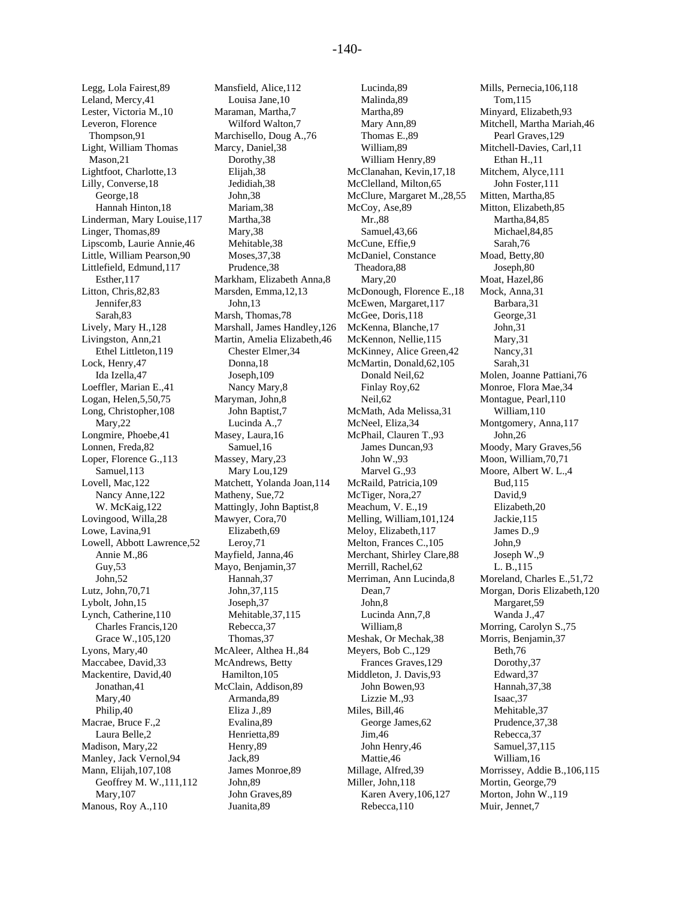Legg, Lola Fairest,89
Leland, Mercy,41
Lester, Victoria M.,10
Leveron, Florence Thompson,91
Light, William Thomas Mason,21
Lightfoot, Charlotte,13
Lilly, Converse,18
George,18
Hannah Hinton,18
Linderman, Mary Louise,117
Linger, Thomas,89
Lipscomb, Laurie Annie,46
Little, William Pearson,90
Littlefield, Edmund,117
Esther,117
Litton, Chris,82,83
Jennifer,83
Sarah,83
Lively, Mary H.,128
Livingston, Ann,21
Ethel Littleton,119
Lock, Henry,47
Ida Izella,47
Loeffler, Marian E.,41
Logan, Helen,5,50,75
Long, Christopher,108
Mary,22
Longmire, Phoebe,41
Lonnen, Freda,82
Loper, Florence G.,113
Samuel,113
Lovell, Mac,122
Nancy Anne,122
W. McKaig,122
Lovingood, Willa,28
Lowe, Lavina,91
Lowell, Abbott Lawrence,52
Annie M.,86
Guy,53
John,52
Lutz, John,70,71
Lybolt, John,15
Lynch, Catherine,110
Charles Francis,120
Grace W.,105,120
Lyons, Mary,40
Maccabee, David,33
Mackentire, David,40
Jonathan,41
Mary,40
Philip,40
Macrae, Bruce F.,2
Laura Belle,2
Madison, Mary,22
Manley, Jack Vernol,94
Mann, Elijah,107,108
Geoffrey M. W.,111,112
Mary,107
Manous, Roy A.,110

Mansfield, Alice,112
Louisa Jane,10
Maraman, Martha,7
Wilford Walton,7
Marchisello, Doug A.,76
Marcy, Daniel,38
Dorothy,38
Elijah,38
Jedidiah,38
John,38
Mariam,38
Martha,38
Mary,38
Mehitable,38
Moses,37,38
Prudence,38
Markham, Elizabeth Anna,8
Marsden, Emma,12,13
John,13
Marsh, Thomas,78
Marshall, James Handley,126
Martin, Amelia Elizabeth,46
Chester Elmer,34
Donna,18
Joseph,109
Nancy Mary,8
Maryman, John,8
John Baptist,7
Lucinda A.,7
Masey, Laura,16
Samuel,16
Massey, Mary,23
Mary Lou,129
Matchett, Yolanda Joan,114
Matheny, Sue,72
Mattingly, John Baptist,8
Mawyer, Cora,70
Elizabeth,69
Leroy,71
Mayfield, Janna,46
Mayo, Benjamin,37
Hannah,37
John,37,115
Joseph,37
Mehitable,37,115
Rebecca,37
Thomas,37
McAleer, Althea H.,84
McAndrews, Betty Hamilton,105
McClain, Addison,89
Armanda,89
Eliza J.,89
Evalina,89
Henrietta,89
Henry,89
Jack,89
James Monroe,89
John,89
John Graves,89
Juanita,89

Lucinda,89
Malinda,89
Martha,89
Mary Ann,89
Thomas E.,89
William,89
William Henry,89
McClanahan, Kevin,17,18
McClelland, Milton,65
McClure, Margaret M.,28,55
McCoy, Ase,89
Mr.,88
Samuel,43,66
McCune, Effie,9
McDaniel, Constance Theadora,88
Mary,20
McDonough, Florence E.,18
McEwen, Margaret,117
McGee, Doris,118
McKenna, Blanche,17
McKennon, Nellie,115
McKinney, Alice Green,42
McMartin, Donald,62,105
Donald Neil,62
Finlay Roy,62
Neil,62
McMath, Ada Melissa,31
McNeel, Eliza,34
McPhail, Clauren T.,93
James Duncan,93
John W.,93
Marvel G.,93
McRaild, Patricia,109
McTiger, Nora,27
Meachum, V. E.,19
Melling, William,101,124
Meloy, Elizabeth,117
Melton, Frances C.,105
Merchant, Shirley Clare,88
Merrill, Rachel,62
Merriman, Ann Lucinda,8
Dean,7
John,8
Lucinda Ann,7,8
William,8
Meshak, Or Mechak,38
Meyers, Bob C.,129
Frances Graves,129
Middleton, J. Davis,93
John Bowen,93
Lizzie M.,93
Miles, Bill,46
George James,62
Jim,46
John Henry,46
Mattie,46
Millage, Alfred,39
Miller, John,118
Karen Avery,106,127
Rebecca,110

Mills, Pernecia,106,118
Tom,115
Minyard, Elizabeth,93
Mitchell, Martha Mariah,46
Pearl Graves,129
Mitchell-Davies, Carl,11
Ethan H.,11
Mitchem, Alyce,111
John Foster,111
Mitten, Martha,85
Mitton, Elizabeth,85
Martha,84,85
Michael,84,85
Sarah,76
Moad, Betty,80
Joseph,80
Moat, Hazel,86
Mock, Anna,31
Barbara,31
George,31
John,31
Mary,31
Nancy,31
Sarah,31
Molen, Joanne Pattiani,76
Monroe, Flora Mae,34
Montague, Pearl,110
William,110
Montgomery, Anna,117
John,26
Moody, Mary Graves,56
Moon, William,70,71
Moore, Albert W. L.,4
Bud,115
David,9
Elizabeth,20
Jackie,115
James D.,9
John,9
Joseph W.,9
L. B.,115
Moreland, Charles E.,51,72
Morgan, Doris Elizabeth,120
Margaret,59
Wanda J.,47
Morring, Carolyn S.,75
Morris, Benjamin,37
Beth,76
Dorothy,37
Edward,37
Hannah,37,38
Isaac,37
Mehitable,37
Prudence,37,38
Rebecca,37
Samuel,37,115
William,16
Morrissey, Addie B.,106,115
Mortin, George,79
Morton, John W.,119
Muir, Jennet,7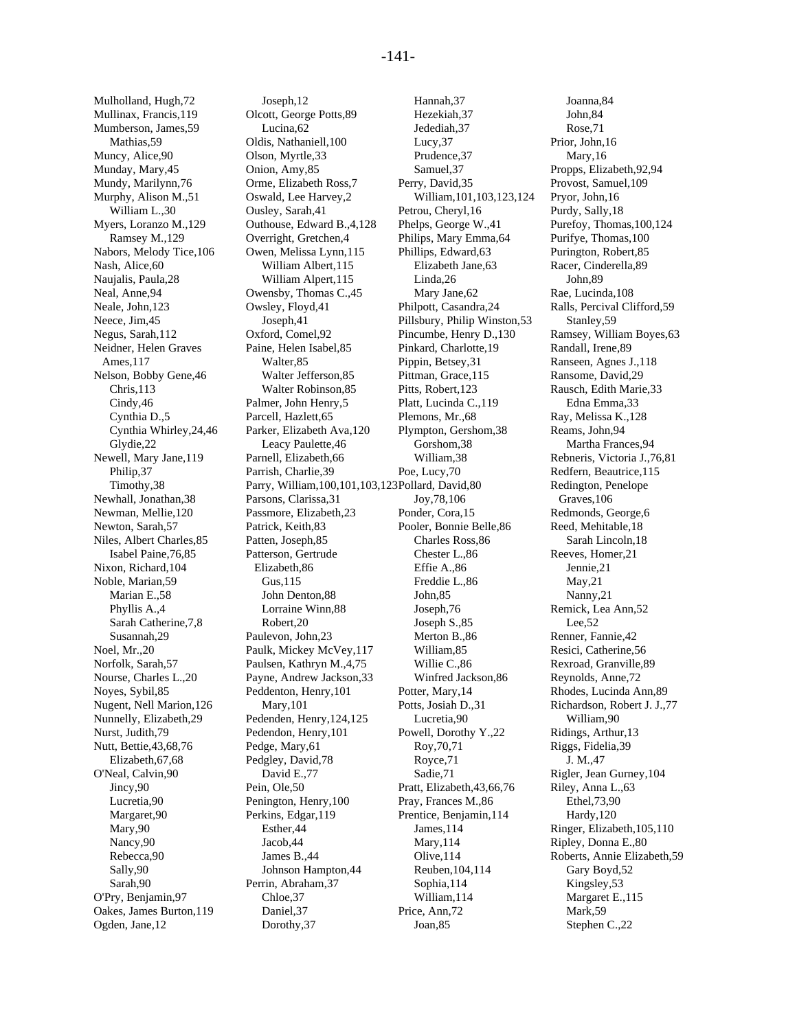Mulholland, Hugh,72
Mullinax, Francis,119
Mumberson, James,59
Mathias,59
Muncy, Alice,90
Munday, Mary,45
Mundy, Marilynn,76
Murphy, Alison M.,51
William L.,30
Myers, Loranzo M.,129
Ramsey M.,129
Nabors, Melody Tice,106
Nash, Alice,60
Naujalis, Paula,28
Neal, Anne,94
Neale, John,123
Neece, Jim,45
Negus, Sarah,112
Neidner, Helen Graves Ames,117
Nelson, Bobby Gene,46
Chris,113
Cindy,46
Cynthia D.,5
Cynthia Whirley,24,46
Glydie,22
Newell, Mary Jane,119
Philip,37
Timothy,38
Newhall, Jonathan,38
Newman, Mellie,120
Newton, Sarah,57
Niles, Albert Charles,85
Isabel Paine,76,85
Nixon, Richard,104
Noble, Marian,59
Marian E.,58
Phyllis A.,4
Sarah Catherine,7,8
Susannah,29
Noel, Mr.,20
Norfolk, Sarah,57
Nourse, Charles L.,20
Noyes, Sybil,85
Nugent, Nell Marion,126
Nunnelly, Elizabeth,29
Nurst, Judith,79
Nutt, Bettie,43,68,76
Elizabeth,67,68
O'Neal, Calvin,90
Jincy,90
Lucretia,90
Margaret,90
Mary,90
Nancy,90
Rebecca,90
Sally,90
Sarah,90
O'Pry, Benjamin,97
Oakes, James Burton,119
Ogden, Jane,12
Joseph,12
Olcott, George Potts,89
Lucina,62
Oldis, Nathaniell,100
Olson, Myrtle,33
Onion, Amy,85
Orme, Elizabeth Ross,7
Oswald, Lee Harvey,2
Ousley, Sarah,41
Outhouse, Edward B.,4,128
Overright, Gretchen,4
Owen, Melissa Lynn,115
William Albert,115
William Alpert,115
Owensby, Thomas C.,45
Owsley, Floyd,41
Joseph,41
Oxford, Comel,92
Paine, Helen Isabel,85
Walter,85
Walter Jefferson,85
Walter Robinson,85
Palmer, John Henry,5
Parcell, Hazlett,65
Parker, Elizabeth Ava,120
Leacy Paulette,46
Parnell, Elizabeth,66
Parrish, Charlie,39
Parry, William,100,101,103,123
Parsons, Clarissa,31
Passmore, Elizabeth,23
Patrick, Keith,83
Patten, Joseph,85
Patterson, Gertrude Elizabeth,86
Gus,115
John Denton,88
Lorraine Winn,88
Robert,20
Paulevon, John,23
Paulk, Mickey McVey,117
Paulsen, Kathryn M.,4,75
Payne, Andrew Jackson,33
Peddenton, Henry,101
Mary,101
Pedenden, Henry,124,125
Pedendon, Henry,101
Pedge, Mary,61
Pedgley, David,78
David E.,77
Pein, Ole,50
Penington, Henry,100
Perkins, Edgar,119
Esther,44
Jacob,44
James B.,44
Johnson Hampton,44
Perrin, Abraham,37
Chloe,37
Daniel,37
Dorothy,37
Hannah,37
Hezekiah,37
Jedediah,37
Lucy,37
Prudence,37
Samuel,37
Perry, David,35
William,101,103,123,124
Petrou, Cheryl,16
Phelps, George W.,41
Philips, Mary Emma,64
Phillips, Edward,63
Elizabeth Jane,63
Linda,26
Mary Jane,62
Philpott, Casandra,24
Pillsbury, Philip Winston,53
Pincumbe, Henry D.,130
Pinkard, Charlotte,19
Pippin, Betsey,31
Pittman, Grace,115
Pitts, Robert,123
Platt, Lucinda C.,119
Plemons, Mr.,68
Plympton, Gershom,38
Gorshom,38
William,38
Poe, Lucy,70
Pollard, David,80
Joy,78,106
Ponder, Cora,15
Pooler, Bonnie Belle,86
Charles Ross,86
Chester L.,86
Effie A.,86
Freddie L.,86
John,85
Joseph,76
Joseph S.,85
Merton B.,86
William,85
Willie C.,86
Winfred Jackson,86
Potter, Mary,14
Potts, Josiah D.,31
Lucretia,90
Powell, Dorothy Y.,22
Roy,70,71
Royce,71
Sadie,71
Pratt, Elizabeth,43,66,76
Pray, Frances M.,86
Prentice, Benjamin,114
James,114
Mary,114
Olive,114
Reuben,104,114
Sophia,114
William,114
Price, Ann,72
Joan,85
Joanna,84
John,84
Rose,71
Prior, John,16
Mary,16
Propps, Elizabeth,92,94
Provost, Samuel,109
Pryor, John,16
Purdy, Sally,18
Purefoy, Thomas,100,124
Purifye, Thomas,100
Purington, Robert,85
Racer, Cinderella,89
John,89
Rae, Lucinda,108
Ralls, Percival Clifford,59
Stanley,59
Ramsey, William Boyes,63
Randall, Irene,89
Ranseen, Agnes J.,118
Ransome, David,29
Rausch, Edith Marie,33
Edna Emma,33
Ray, Melissa K.,128
Reams, John,94
Martha Frances,94
Rebneris, Victoria J.,76,81
Redfern, Beautrice,115
Redington, Penelope Graves,106
Redmonds, George,6
Reed, Mehitable,18
Sarah Lincoln,18
Reeves, Homer,21
Jennie,21
May,21
Nanny,21
Remick, Lea Ann,52
Lee,52
Renner, Fannie,42
Resici, Catherine,56
Rexroad, Granville,89
Reynolds, Anne,72
Rhodes, Lucinda Ann,89
Richardson, Robert J. J.,77
William,90
Ridings, Arthur,13
Riggs, Fidelia,39
J. M.,47
Rigler, Jean Gurney,104
Riley, Anna L.,63
Ethel,73,90
Hardy,120
Ringer, Elizabeth,105,110
Ripley, Donna E.,80
Roberts, Annie Elizabeth,59
Gary Boyd,52
Kingsley,53
Margaret E.,115
Mark,59
Stephen C.,22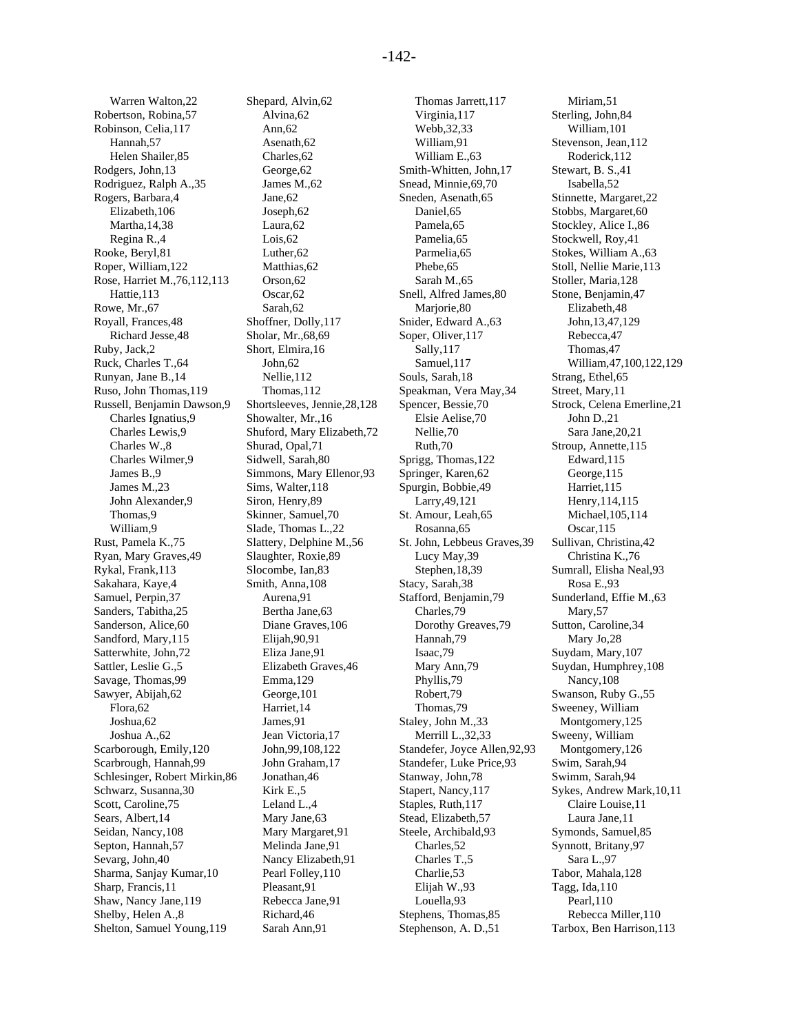Warren Walton,22
Robertson, Robina,57
Robinson, Celia,117
Hannah,57
Helen Shailer,85
Rodgers, John,13
Rodriguez, Ralph A.,35
Rogers, Barbara,4
Elizabeth,106
Martha,14,38
Regina R.,4
Rooke, Beryl,81
Roper, William,122
Rose, Harriet M.,76,112,113
Hattie,113
Rowe, Mr.,67
Royall, Frances,48
Richard Jesse,48
Ruby, Jack,2
Ruck, Charles T.,64
Runyan, Jane B.,14
Ruso, John Thomas,119
Russell, Benjamin Dawson,9
Charles Ignatius,9
Charles Lewis,9
Charles W.,8
Charles Wilmer,9
James B.,9
James M.,23
John Alexander,9
Thomas,9
William,9
Rust, Pamela K.,75
Ryan, Mary Graves,49
Rykal, Frank,113
Sakahara, Kaye,4
Samuel, Perpin,37
Sanders, Tabitha,25
Sanderson, Alice,60
Sandford, Mary,115
Satterwhite, John,72
Sattler, Leslie G.,5
Savage, Thomas,99
Sawyer, Abijah,62
Flora,62
Joshua,62
Joshua A.,62
Scarborough, Emily,120
Scarbrough, Hannah,99
Schlesinger, Robert Mirkin,86
Schwarz, Susanna,30
Scott, Caroline,75
Sears, Albert,14
Seidan, Nancy,108
Septon, Hannah,57
Sevarg, John,40
Sharma, Sanjay Kumar,10
Sharp, Francis,11
Shaw, Nancy Jane,119
Shelby, Helen A.,8
Shelton, Samuel Young,119
Shepard, Alvin,62
Alvina,62
Ann,62
Asenath,62
Charles,62
George,62
James M.,62
Jane,62
Joseph,62
Laura,62
Lois,62
Luther,62
Matthias,62
Orson,62
Oscar,62
Sarah,62
Shoffner, Dolly,117
Sholar, Mr.,68,69
Short, Elmira,16
John,62
Nellie,112
Thomas,112
Shortsleeves, Jennie,28,128
Showalter, Mr.,16
Shuford, Mary Elizabeth,72
Shurad, Opal,71
Sidwell, Sarah,80
Simmons, Mary Ellenor,93
Sims, Walter,118
Siron, Henry,89
Skinner, Samuel,70
Slade, Thomas L.,22
Slattery, Delphine M.,56
Slaughter, Roxie,89
Slocombe, Ian,83
Smith, Anna,108
Aurena,91
Bertha Jane,63
Diane Graves,106
Elijah,90,91
Eliza Jane,91
Elizabeth Graves,46
Emma,129
George,101
Harriet,14
James,91
Jean Victoria,17
John,99,108,122
John Graham,17
Jonathan,46
Kirk E.,5
Leland L.,4
Mary Jane,63
Mary Margaret,91
Melinda Jane,91
Nancy Elizabeth,91
Pearl Folley,110
Pleasant,91
Rebecca Jane,91
Richard,46
Sarah Ann,91
Thomas Jarrett,117
Virginia,117
Webb,32,33
William,91
William E.,63
Smith-Whitten, John,17
Snead, Minnie,69,70
Sneden, Asenath,65
Daniel,65
Pamela,65
Pamelia,65
Parmelia,65
Phebe,65
Sarah M.,65
Snell, Alfred James,80
Marjorie,80
Snider, Edward A.,63
Soper, Oliver,117
Sally,117
Samuel,117
Souls, Sarah,18
Speakman, Vera May,34
Spencer, Bessie,70
Elsie Aelise,70
Nellie,70
Ruth,70
Sprigg, Thomas,122
Springer, Karen,62
Spurgin, Bobbie,49
Larry,49,121
St. Amour, Leah,65
Rosanna,65
St. John, Lebbeus Graves,39
Lucy May,39
Stephen,18,39
Stacy, Sarah,38
Stafford, Benjamin,79
Charles,79
Dorothy Greaves,79
Hannah,79
Isaac,79
Mary Ann,79
Phyllis,79
Robert,79
Thomas,79
Staley, John M.,33
Merrill L.,32,33
Standefer, Joyce Allen,92,93
Standefer, Luke Price,93
Stanway, John,78
Stapert, Nancy,117
Staples, Ruth,117
Stead, Elizabeth,57
Steele, Archibald,93
Charles,52
Charles T.,5
Charlie,53
Elijah W.,93
Louella,93
Stephens, Thomas,85
Stephenson, A. D.,51
Miriam,51
Sterling, John,84
William,101
Stevenson, Jean,112
Roderick,112
Stewart, B. S.,41
Isabella,52
Stinnette, Margaret,22
Stobbs, Margaret,60
Stockley, Alice I.,86
Stockwell, Roy,41
Stokes, William A.,63
Stoll, Nellie Marie,113
Stoller, Maria,128
Stone, Benjamin,47
Elizabeth,48
John,13,47,129
Rebecca,47
Thomas,47
William,47,100,122,129
Strang, Ethel,65
Street, Mary,11
Strock, Celena Emerline,21
John D.,21
Sara Jane,20,21
Stroup, Annette,115
Edward,115
George,115
Harriet,115
Henry,114,115
Michael,105,114
Oscar,115
Sullivan, Christina,42
Christina K.,76
Sumrall, Elisha Neal,93
Rosa E.,93
Sunderland, Effie M.,63
Mary,57
Sutton, Caroline,34
Mary Jo,28
Suydam, Mary,107
Suydan, Humphrey,108
Nancy,108
Swanson, Ruby G.,55
Sweeney, William Montgomery,125
Sweeny, William Montgomery,126
Swim, Sarah,94
Swimm, Sarah,94
Sykes, Andrew Mark,10,11
Claire Louise,11
Laura Jane,11
Symonds, Samuel,85
Synnott, Britany,97
Sara L.,97
Tabor, Mahala,128
Tagg, Ida,110
Pearl,110
Rebecca Miller,110
Tarbox, Ben Harrison,113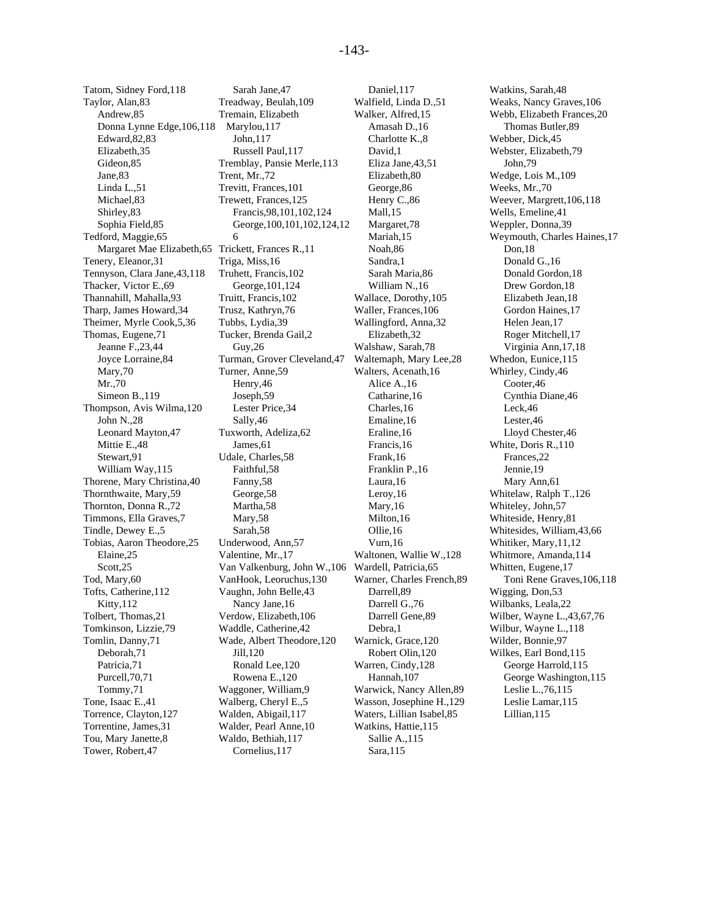Tatom, Sidney Ford,118
Taylor, Alan,83
    Andrew,85
    Donna Lynne Edge,106,118
    Edward,82,83
    Elizabeth,35
    Gideon,85
    Jane,83
    Linda L.,51
    Michael,83
    Shirley,83
    Sophia Field,85
Tedford, Maggie,65
    Margaret Mae Elizabeth,65
Tenery, Eleanor,31
Tennyson, Clara Jane,43,118
Thacker, Victor E.,69
Thannahill, Mahalla,93
Tharp, James Howard,34
Theimer, Myrle Cook,5,36
Thomas, Eugene,71
    Jeanne F.,23,44
    Joyce Lorraine,84
    Mary,70
    Mr.,70
    Simeon B.,119
Thompson, Avis Wilma,120
    John N.,28
    Leonard Mayton,47
    Mittie E.,48
    Stewart,91
    William Way,115
Thorene, Mary Christina,40
Thornthwaite, Mary,59
Thornton, Donna R.,72
Timmons, Ella Graves,7
Tindle, Dewey E.,5
Tobias, Aaron Theodore,25
    Elaine,25
    Scott,25
Tod, Mary,60
Tofts, Catherine,112
    Kitty,112
Tolbert, Thomas,21
Tomkinson, Lizzie,79
Tomlin, Danny,71
    Deborah,71
    Patricia,71
    Purcell,70,71
    Tommy,71
Tone, Isaac E.,41
Torrence, Clayton,127
Torrentine, James,31
Tou, Mary Janette,8
Tower, Robert,47
    Sarah Jane,47
Treadway, Beulah,109
Tremain, Elizabeth
    Marylou,117
    John,117
    Russell Paul,117
Tremblay, Pansie Merle,113
Trent, Mr.,72
Trevitt, Frances,101
Trewett, Frances,125
    Francis,98,101,102,124
    George,100,101,102,124,126
Trickett, Frances R.,11
Triga, Miss,16
Truhett, Francis,102
    George,101,124
Truitt, Francis,102
Trusz, Kathryn,76
Tubbs, Lydia,39
Tucker, Brenda Gail,2
    Guy,26
Turman, Grover Cleveland,47
Turner, Anne,59
    Henry,46
    Joseph,59
    Lester Price,34
    Sally,46
Tuxworth, Adeliza,62
    James,61
Udale, Charles,58
    Faithful,58
    Fanny,58
    George,58
    Martha,58
    Mary,58
    Sarah,58
Underwood, Ann,57
Valentine, Mr.,17
Van Valkenburg, John W.,106
VanHook, Leoruchus,130
Vaughn, John Belle,43
    Nancy Jane,16
Verdow, Elizabeth,106
Waddle, Catherine,42
Wade, Albert Theodore,120
    Jill,120
    Ronald Lee,120
    Rowena E.,120
Waggoner, William,9
Walberg, Cheryl E.,5
Walden, Abigail,117
Walder, Pearl Anne,10
Waldo, Bethiah,117
    Cornelius,117
    Daniel,117
Walfield, Linda D.,51
Walker, Alfred,15
    Amasah D.,16
    Charlotte K.,8
    David,1
    Eliza Jane,43,51
    Elizabeth,80
    George,86
    Henry C.,86
    Mall,15
    Margaret,78
    Mariah,15
    Noah,86
    Sandra,1
    Sarah Maria,86
    William N.,16
Wallace, Dorothy,105
Waller, Frances,106
Wallingford, Anna,32
    Elizabeth,32
Walshaw, Sarah,78
Waltemaph, Mary Lee,28
Walters, Acenath,16
    Alice A.,16
    Catharine,16
    Charles,16
    Emaline,16
    Eraline,16
    Francis,16
    Frank,16
    Franklin P.,16
    Laura,16
    Leroy,16
    Mary,16
    Milton,16
    Ollie,16
    Vurn,16
Waltonen, Wallie W.,128
Wardell, Patricia,65
Warner, Charles French,89
    Darrell,89
    Darrell G.,76
    Darrell Gene,89
    Debra,1
Warnick, Grace,120
    Robert Olin,120
Warren, Cindy,128
    Hannah,107
Warwick, Nancy Allen,89
Wasson, Josephine H.,129
Waters, Lillian Isabel,85
Watkins, Hattie,115
    Sallie A.,115
    Sara,115
Watkins, Sarah,48
Weaks, Nancy Graves,106
Webb, Elizabeth Frances,20
    Thomas Butler,89
Webber, Dick,45
Webster, Elizabeth,79
    John,79
Wedge, Lois M.,109
Weeks, Mr.,70
Weever, Margrett,106,118
Wells, Emeline,41
Weppler, Donna,39
Weymouth, Charles Haines,17
    Don,18
    Donald G.,16
    Donald Gordon,18
    Drew Gordon,18
    Elizabeth Jean,18
    Gordon Haines,17
    Helen Jean,17
    Roger Mitchell,17
    Virginia Ann,17,18
Whedon, Eunice,115
Whirley, Cindy,46
    Cooter,46
    Cynthia Diane,46
    Leck,46
    Lester,46
    Lloyd Chester,46
White, Doris R.,110
    Frances,22
    Jennie,19
    Mary Ann,61
Whitelaw, Ralph T.,126
Whiteley, John,57
Whiteside, Henry,81
Whitesides, William,43,66
Whitiker, Mary,11,12
Whitmore, Amanda,114
Whitten, Eugene,17
    Toni Rene Graves,106,118
Wigging, Don,53
Wilbanks, Leala,22
Wilber, Wayne L.,43,67,76
Wilbur, Wayne L.,118
Wilder, Bonnie,97
Wilkes, Earl Bond,115
    George Harrold,115
    George Washington,115
    Leslie L.,76,115
    Leslie Lamar,115
    Lillian,115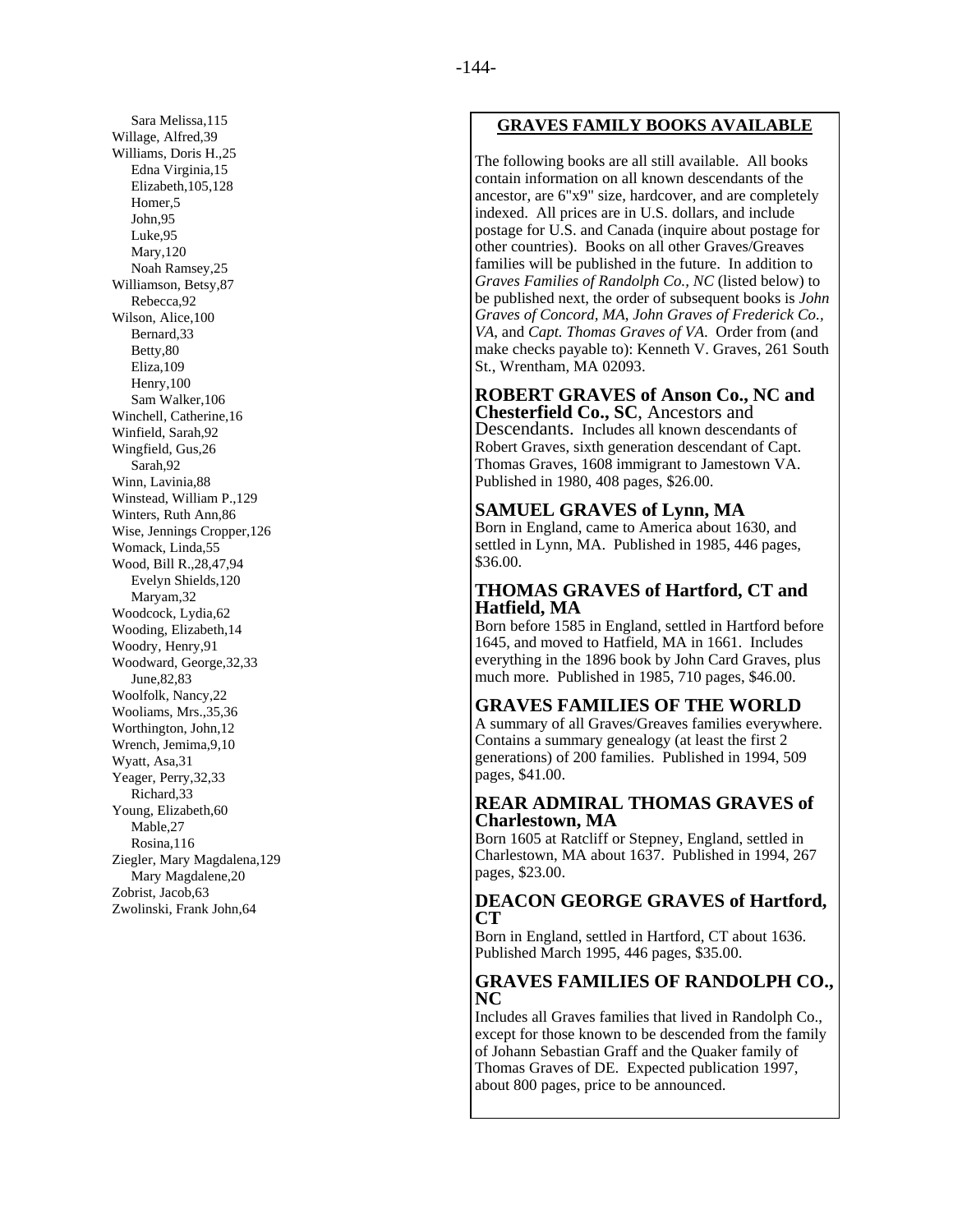Sara Melissa,115
Willage, Alfred,39
Williams, Doris H.,25
Edna Virginia,15
Elizabeth,105,128
Homer,5
John,95
Luke,95
Mary,120
Noah Ramsey,25
Williamson, Betsy,87
Rebecca,92
Wilson, Alice,100
Bernard,33
Betty,80
Eliza,109
Henry,100
Sam Walker,106
Winchell, Catherine,16
Winfield, Sarah,92
Wingfield, Gus,26
Sarah,92
Winn, Lavinia,88
Winstead, William P.,129
Winters, Ruth Ann,86
Wise, Jennings Cropper,126
Womack, Linda,55
Wood, Bill R.,28,47,94
Evelyn Shields,120
Maryam,32
Woodcock, Lydia,62
Wooding, Elizabeth,14
Woodry, Henry,91
Woodward, George,32,33
June,82,83
Woolfolk, Nancy,22
Wooliams, Mrs.,35,36
Worthington, John,12
Wrench, Jemima,9,10
Wyatt, Asa,31
Yeager, Perry,32,33
Richard,33
Young, Elizabeth,60
Mable,27
Rosina,116
Ziegler, Mary Magdalena,129
Mary Magdalene,20
Zobrist, Jacob,63
Zwolinski, Frank John,64

## GRAVES FAMILY BOOKS AVAILABLE

The following books are all still available. All books contain information on all known descendants of the ancestor, are 6"x9" size, hardcover, and are completely indexed. All prices are in U.S. dollars, and include postage for U.S. and Canada (inquire about postage for other countries). Books on all other Graves/Greaves families will be published in the future. In addition to *Graves Families of Randolph Co., NC* (listed below) to be published next, the order of subsequent books is *John Graves of Concord, MA*, *John Graves of Frederick Co., VA*, and *Capt. Thomas Graves of VA*. Order from (and make checks payable to): Kenneth V. Graves, 261 South St., Wrentham, MA 02093.

### ROBERT GRAVES of Anson Co., NC and Chesterfield Co., SC, Ancestors and Descendants.

Includes all known descendants of Robert Graves, sixth generation descendant of Capt. Thomas Graves, 1608 immigrant to Jamestown VA. Published in 1980, 408 pages, $26.00.

### SAMUEL GRAVES of Lynn, MA

Born in England, came to America about 1630, and settled in Lynn, MA. Published in 1985, 446 pages, $36.00.

### THOMAS GRAVES of Hartford, CT and Hatfield, MA

Born before 1585 in England, settled in Hartford before 1645, and moved to Hatfield, MA in 1661. Includes everything in the 1896 book by John Card Graves, plus much more. Published in 1985, 710 pages, $46.00.

### GRAVES FAMILIES OF THE WORLD

A summary of all Graves/Greaves families everywhere. Contains a summary genealogy (at least the first 2 generations) of 200 families. Published in 1994, 509 pages, $41.00.

### REAR ADMIRAL THOMAS GRAVES of Charlestown, MA

Born 1605 at Ratcliff or Stepney, England, settled in Charlestown, MA about 1637. Published in 1994, 267 pages, $23.00.

### DEACON GEORGE GRAVES of Hartford, CT

Born in England, settled in Hartford, CT about 1636. Published March 1995, 446 pages, $35.00.

### GRAVES FAMILIES OF RANDOLPH CO., NC

Includes all Graves families that lived in Randolph Co., except for those known to be descended from the family of Johann Sebastian Graff and the Quaker family of Thomas Graves of DE. Expected publication 1997, about 800 pages, price to be announced.